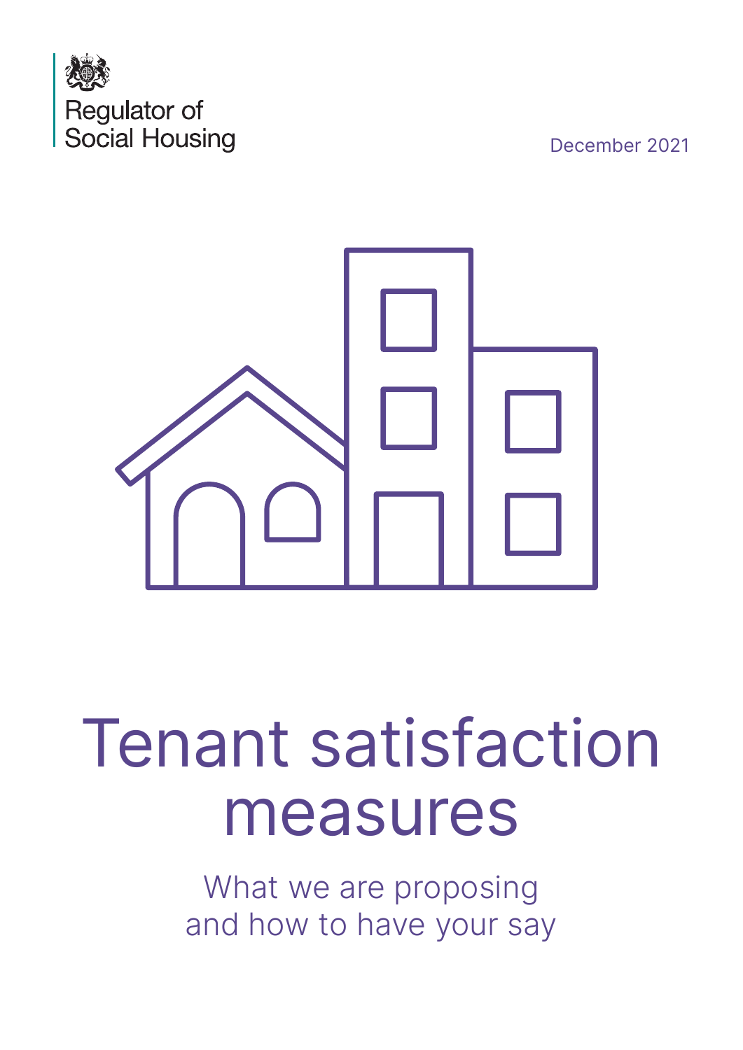Regulator of Social Housing

December 2021

# Tenant satisfaction measures

## What we are proposing and how to have your say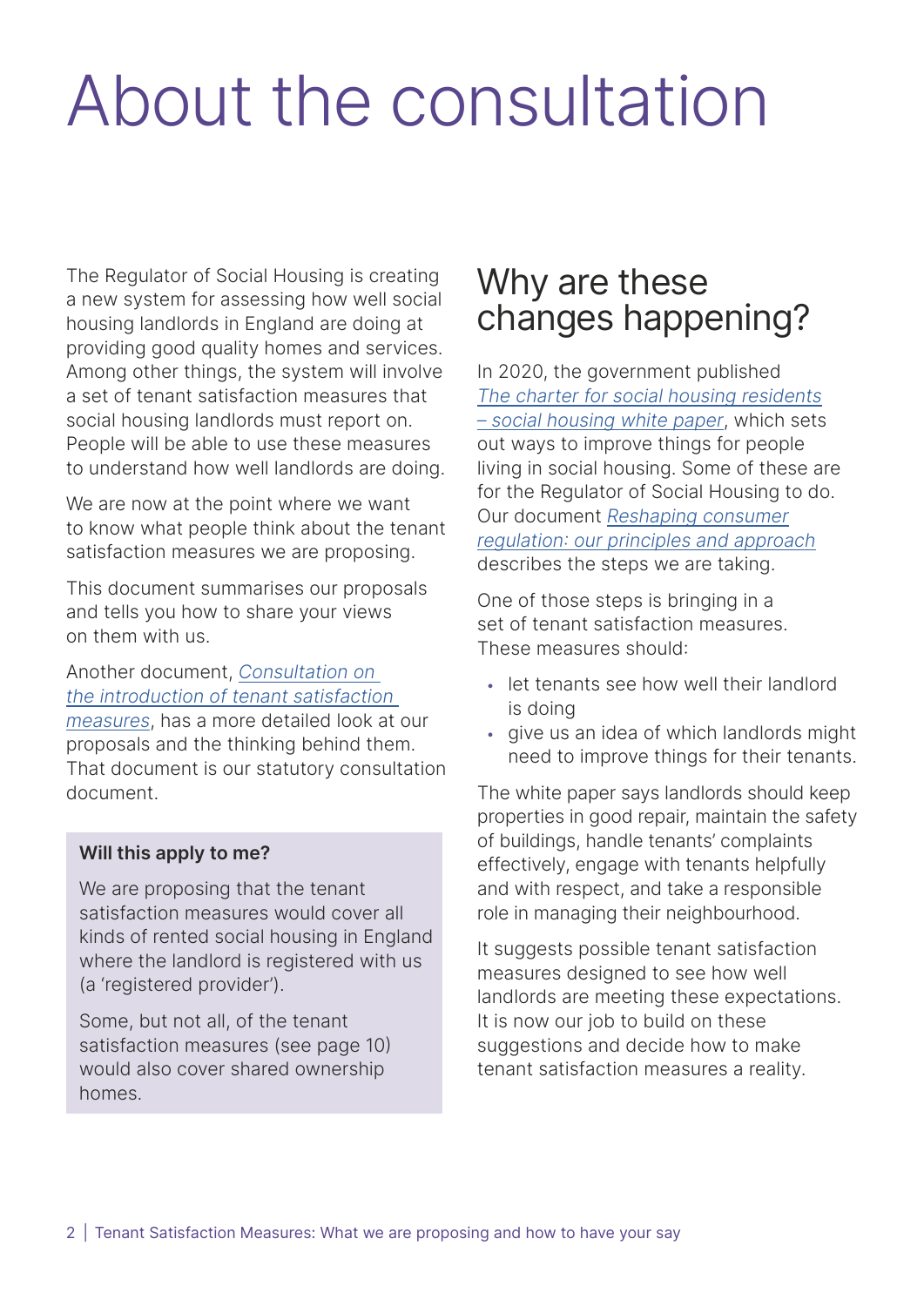# About the consultation

The Regulator of Social Housing is creating a new system for assessing how well social housing landlords in England are doing at providing good quality homes and services. Among other things, the system will involve a set of tenant satisfaction measures that social housing landlords must report on. People will be able to use these measures to understand how well landlords are doing.

We are now at the point where we want to know what people think about the tenant satisfaction measures we are proposing.

This document summarises our proposals and tells you how to share your views on them with us.

Another document, *Consultation on the introduction of tenant satisfaction measures*, has a more detailed look at our proposals and the thinking behind them. That document is our statutory consultation document.

**Will this apply to me?**

We are proposing that the tenant satisfaction measures would cover all kinds of rented social housing in England where the landlord is registered with us (a 'registered provider').

Some, but not all, of the tenant satisfaction measures (see page 10) would also cover shared ownership homes.

## Why are these changes happening?

In 2020, the government published *The charter for social housing residents – social housing white paper*, which sets out ways to improve things for people living in social housing. Some of these are for the Regulator of Social Housing to do. Our document *Reshaping consumer regulation: our principles and approach* describes the steps we are taking.

One of those steps is bringing in a set of tenant satisfaction measures. These measures should:

- let tenants see how well their landlord is doing
- give us an idea of which landlords might need to improve things for their tenants.

The white paper says landlords should keep properties in good repair, maintain the safety of buildings, handle tenants' complaints effectively, engage with tenants helpfully and with respect, and take a responsible role in managing their neighbourhood.

It suggests possible tenant satisfaction measures designed to see how well landlords are meeting these expectations. It is now our job to build on these suggestions and decide how to make tenant satisfaction measures a reality.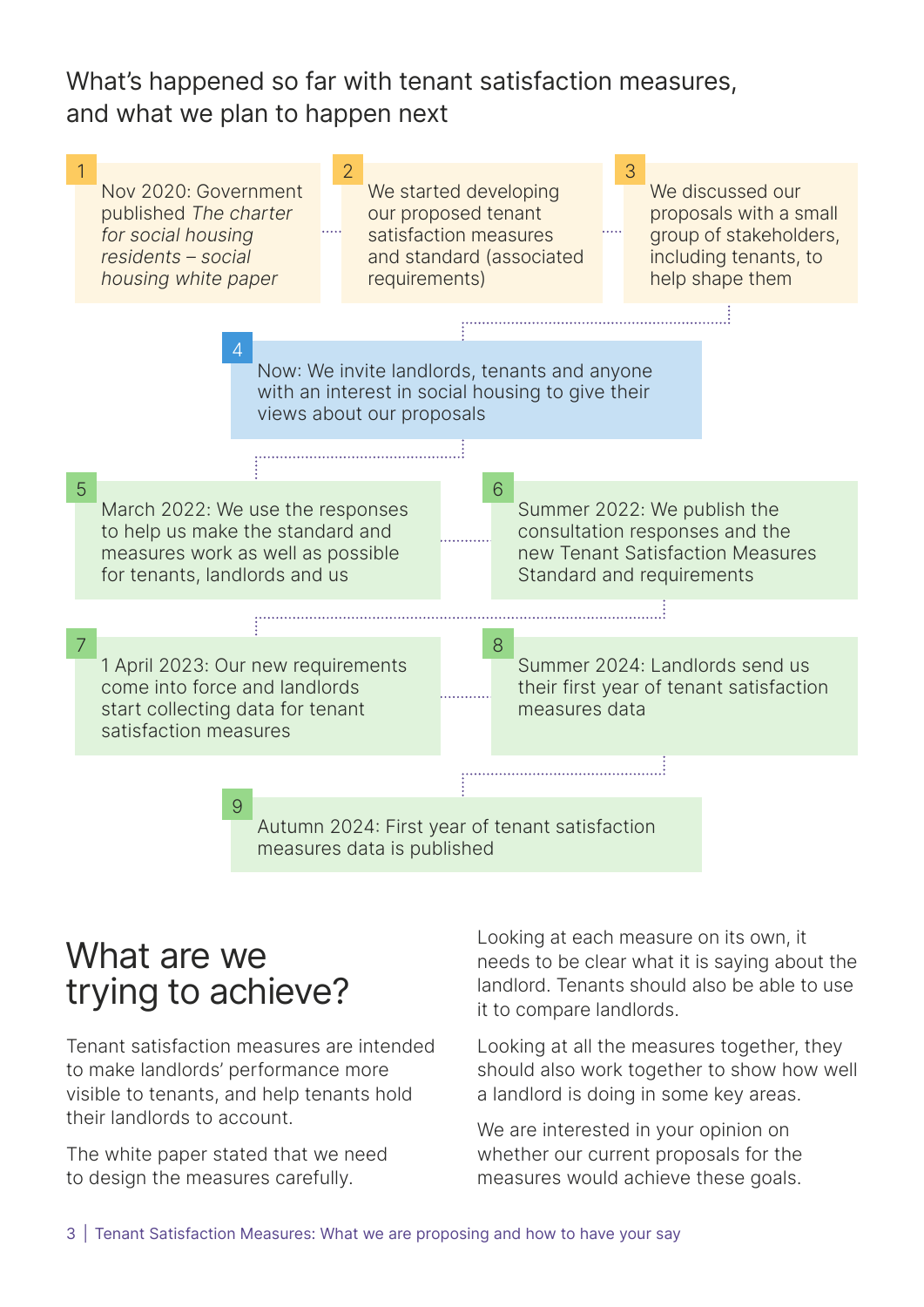## What's happened so far with tenant satisfaction measures, and what we plan to happen next

1. Nov 2020: Government published *The charter for social housing residents – social housing white paper*
2. We started developing our proposed tenant satisfaction measures and standard (associated requirements)
3. We discussed our proposals with a small group of stakeholders, including tenants, to help shape them
4. Now: We invite landlords, tenants and anyone with an interest in social housing to give their views about our proposals
5. March 2022: We use the responses to help us make the standard and measures work as well as possible for tenants, landlords and us
6. Summer 2022: We publish the consultation responses and the new Tenant Satisfaction Measures Standard and requirements
7. 1 April 2023: Our new requirements come into force and landlords start collecting data for tenant satisfaction measures
8. Summer 2024: Landlords send us their first year of tenant satisfaction measures data
9. Autumn 2024: First year of tenant satisfaction measures data is published

# What are we trying to achieve?

Tenant satisfaction measures are intended to make landlords' performance more visible to tenants, and help tenants hold their landlords to account.

The white paper stated that we need to design the measures carefully.

Looking at each measure on its own, it needs to be clear what it is saying about the landlord. Tenants should also be able to use it to compare landlords.

Looking at all the measures together, they should also work together to show how well a landlord is doing in some key areas.

We are interested in your opinion on whether our current proposals for the measures would achieve these goals.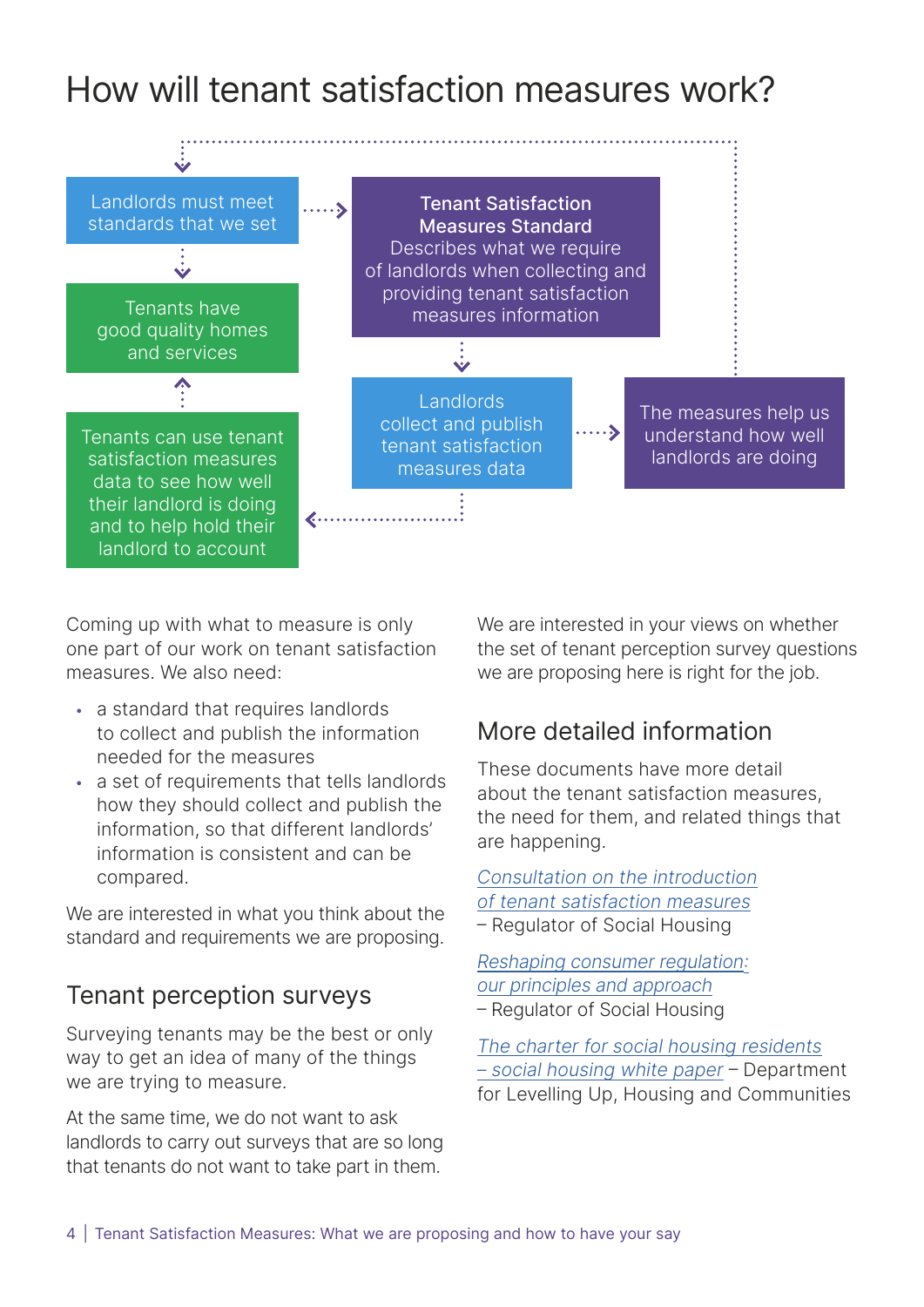# How will tenant satisfaction measures work?

Landlords must meet standards that we set

**Tenant Satisfaction Measures Standard**
Describes what we require of landlords when collecting and providing tenant satisfaction measures information

Tenants have good quality homes and services

Landlords collect and publish tenant satisfaction measures data

The measures help us understand how well landlords are doing

Tenants can use tenant satisfaction measures data to see how well their landlord is doing and to help hold their landlord to account

Coming up with what to measure is only one part of our work on tenant satisfaction measures. We also need:

- a standard that requires landlords to collect and publish the information needed for the measures
- a set of requirements that tells landlords how they should collect and publish the information, so that different landlords' information is consistent and can be compared.

We are interested in what you think about the standard and requirements we are proposing.

## Tenant perception surveys

Surveying tenants may be the best or only way to get an idea of many of the things we are trying to measure.

At the same time, we do not want to ask landlords to carry out surveys that are so long that tenants do not want to take part in them.

We are interested in your views on whether the set of tenant perception survey questions we are proposing here is right for the job.

## More detailed information

These documents have more detail about the tenant satisfaction measures, the need for them, and related things that are happening.

*Consultation on the introduction of tenant satisfaction measures* – Regulator of Social Housing

*Reshaping consumer regulation: our principles and approach* – Regulator of Social Housing

*The charter for social housing residents – social housing white paper* – Department for Levelling Up, Housing and Communities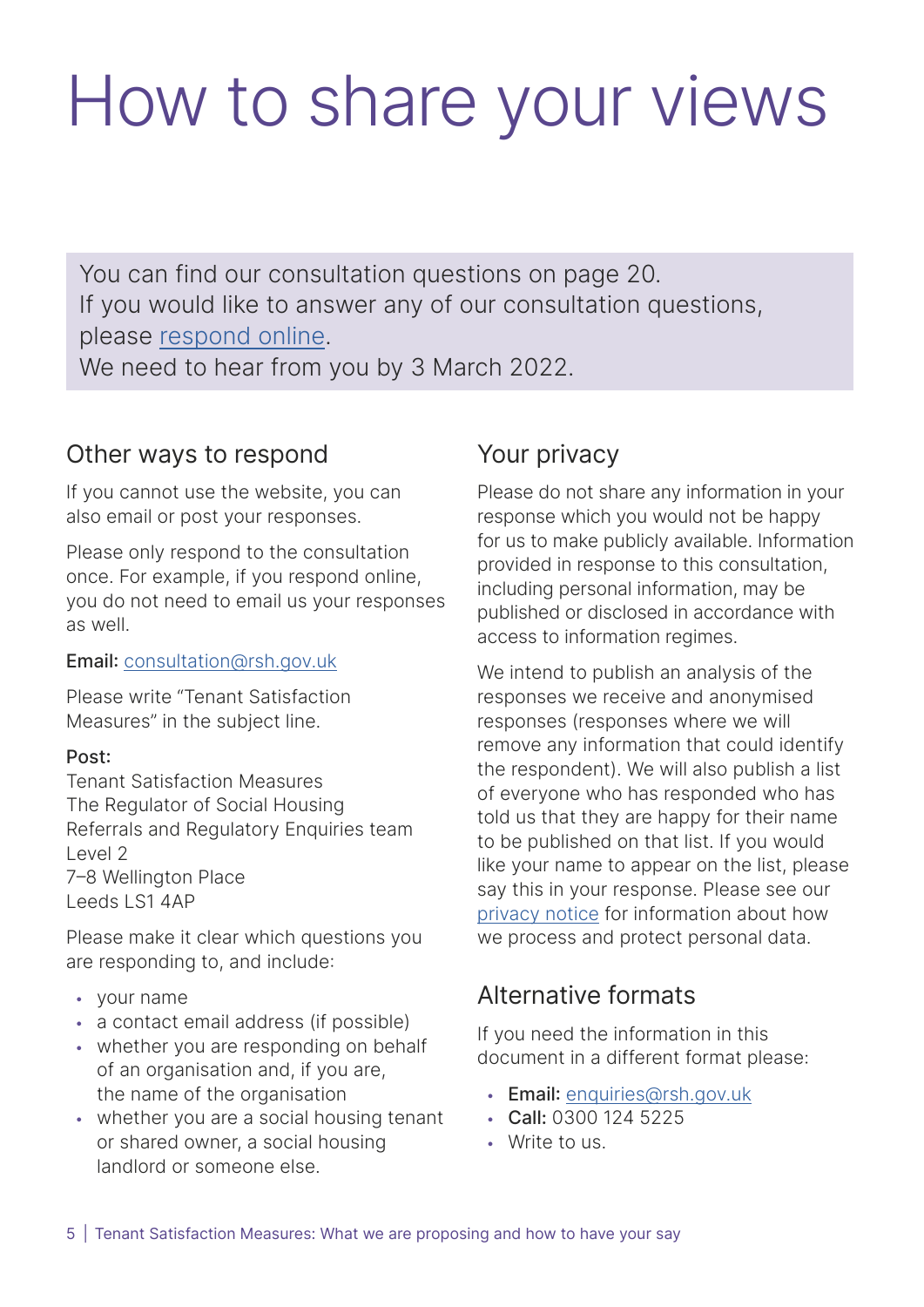# How to share your views

You can find our consultation questions on page 20.
If you would like to answer any of our consultation questions, please respond online.
We need to hear from you by 3 March 2022.

## Other ways to respond

If you cannot use the website, you can also email or post your responses.

Please only respond to the consultation once. For example, if you respond online, you do not need to email us your responses as well.

**Email:** consultation@rsh.gov.uk

Please write "Tenant Satisfaction Measures" in the subject line.

**Post:**
Tenant Satisfaction Measures
The Regulator of Social Housing
Referrals and Regulatory Enquiries team
Level 2
7–8 Wellington Place
Leeds LS1 4AP

Please make it clear which questions you are responding to, and include:

- your name
- a contact email address (if possible)
- whether you are responding on behalf of an organisation and, if you are, the name of the organisation
- whether you are a social housing tenant or shared owner, a social housing landlord or someone else.

## Your privacy

Please do not share any information in your response which you would not be happy for us to make publicly available. Information provided in response to this consultation, including personal information, may be published or disclosed in accordance with access to information regimes.

We intend to publish an analysis of the responses we receive and anonymised responses (responses where we will remove any information that could identify the respondent). We will also publish a list of everyone who has responded who has told us that they are happy for their name to be published on that list. If you would like your name to appear on the list, please say this in your response. Please see our privacy notice for information about how we process and protect personal data.

## Alternative formats

If you need the information in this document in a different format please:

- **Email:** enquiries@rsh.gov.uk
- **Call:** 0300 124 5225
- Write to us.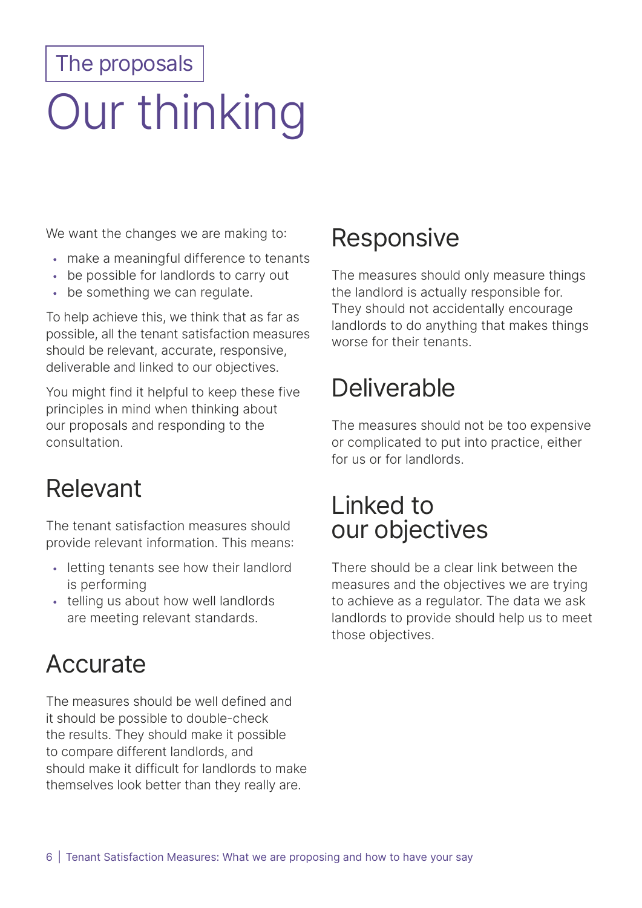The proposals

# Our thinking

We want the changes we are making to:

- make a meaningful difference to tenants
- be possible for landlords to carry out
- be something we can regulate.

To help achieve this, we think that as far as possible, all the tenant satisfaction measures should be relevant, accurate, responsive, deliverable and linked to our objectives.

You might find it helpful to keep these five principles in mind when thinking about our proposals and responding to the consultation.

## Relevant

The tenant satisfaction measures should provide relevant information. This means:

- letting tenants see how their landlord is performing
- telling us about how well landlords are meeting relevant standards.

## Accurate

The measures should be well defined and it should be possible to double-check the results. They should make it possible to compare different landlords, and should make it difficult for landlords to make themselves look better than they really are.

## Responsive

The measures should only measure things the landlord is actually responsible for. They should not accidentally encourage landlords to do anything that makes things worse for their tenants.

## Deliverable

The measures should not be too expensive or complicated to put into practice, either for us or for landlords.

## Linked to our objectives

There should be a clear link between the measures and the objectives we are trying to achieve as a regulator. The data we ask landlords to provide should help us to meet those objectives.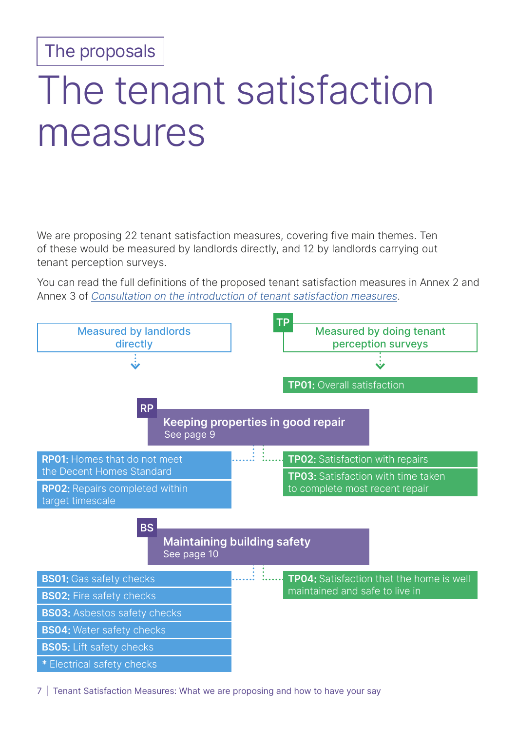The proposals

# The tenant satisfaction measures

We are proposing 22 tenant satisfaction measures, covering five main themes. Ten of these would be measured by landlords directly, and 12 by landlords carrying out tenant perception surveys.

You can read the full definitions of the proposed tenant satisfaction measures in Annex 2 and Annex 3 of *Consultation on the introduction of tenant satisfaction measures*.

| Measured by landlords directly | TP Measured by doing tenant perception surveys |
| --- | --- |
| | **TP01:** Overall satisfaction |

**RP — Keeping properties in good repair**
See page 9

| Measured by landlords directly | Measured by doing tenant perception surveys |
| --- | --- |
| **RP01:** Homes that do not meet the Decent Homes Standard | **TP02:** Satisfaction with repairs |
| **RP02:** Repairs completed within target timescale | **TP03:** Satisfaction with time taken to complete most recent repair |

**BS — Maintaining building safety**
See page 10

| Measured by landlords directly | Measured by doing tenant perception surveys |
| --- | --- |
| **BS01:** Gas safety checks | **TP04:** Satisfaction that the home is well maintained and safe to live in |
| **BS02:** Fire safety checks | |
| **BS03:** Asbestos safety checks | |
| **BS04:** Water safety checks | |
| **BS05:** Lift safety checks | |
| **\*** Electrical safety checks | |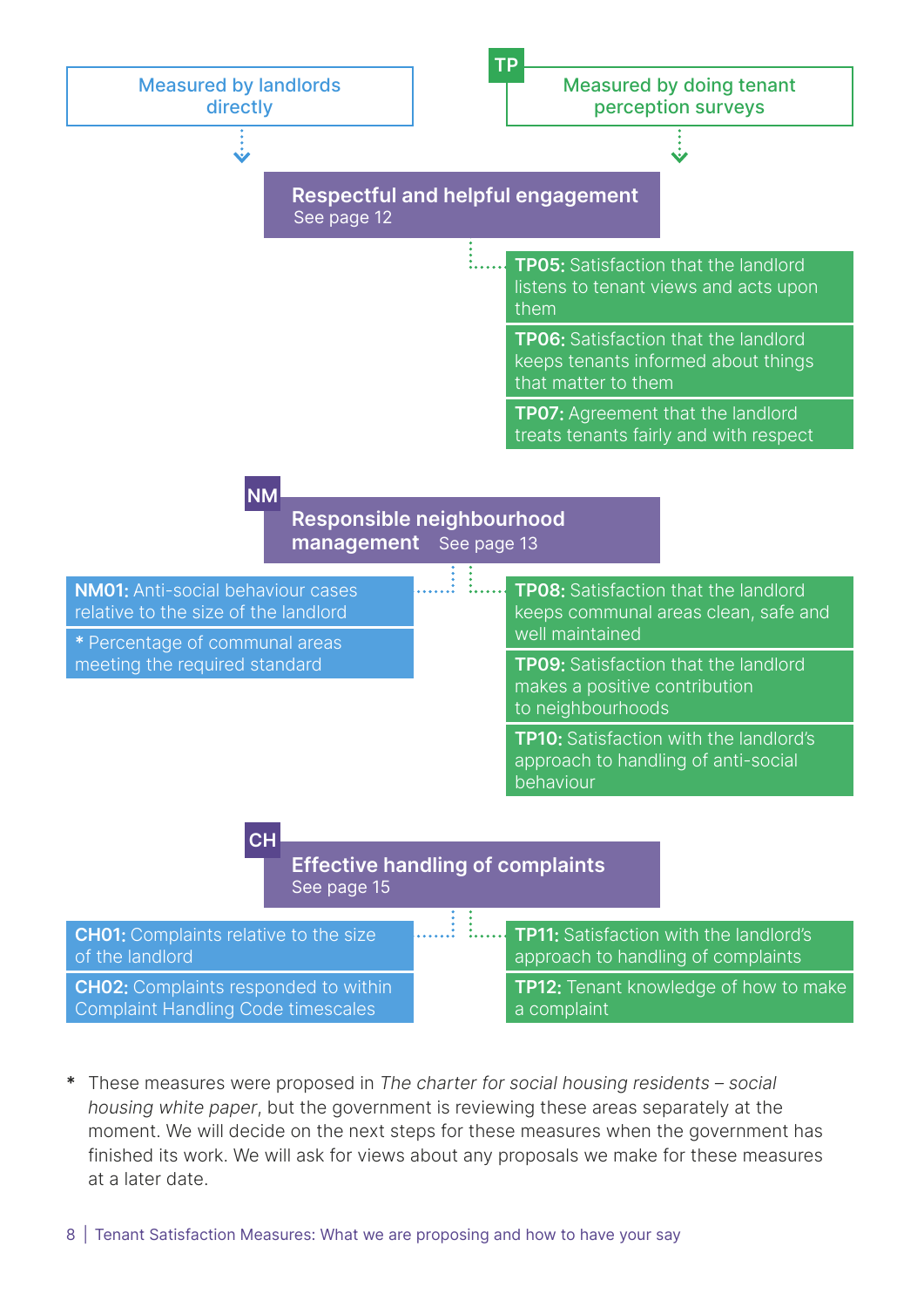**Measured by landlords directly**

**TP** — **Measured by doing tenant perception surveys**

## Respectful and helpful engagement

See page 12

- **TP05:** Satisfaction that the landlord listens to tenant views and acts upon them
- **TP06:** Satisfaction that the landlord keeps tenants informed about things that matter to them
- **TP07:** Agreement that the landlord treats tenants fairly and with respect

## NM Responsible neighbourhood management

See page 13

Measured by landlords directly:

- **NM01:** Anti-social behaviour cases relative to the size of the landlord
- * Percentage of communal areas meeting the required standard

Measured by tenant perception surveys:

- **TP08:** Satisfaction that the landlord keeps communal areas clean, safe and well maintained
- **TP09:** Satisfaction that the landlord makes a positive contribution to neighbourhoods
- **TP10:** Satisfaction with the landlord's approach to handling of anti-social behaviour

## CH Effective handling of complaints

See page 15

Measured by landlords directly:

- **CH01:** Complaints relative to the size of the landlord
- **CH02:** Complaints responded to within Complaint Handling Code timescales

Measured by tenant perception surveys:

- **TP11:** Satisfaction with the landlord's approach to handling of complaints
- **TP12:** Tenant knowledge of how to make a complaint

* These measures were proposed in *The charter for social housing residents – social housing white paper*, but the government is reviewing these areas separately at the moment. We will decide on the next steps for these measures when the government has finished its work. We will ask for views about any proposals we make for these measures at a later date.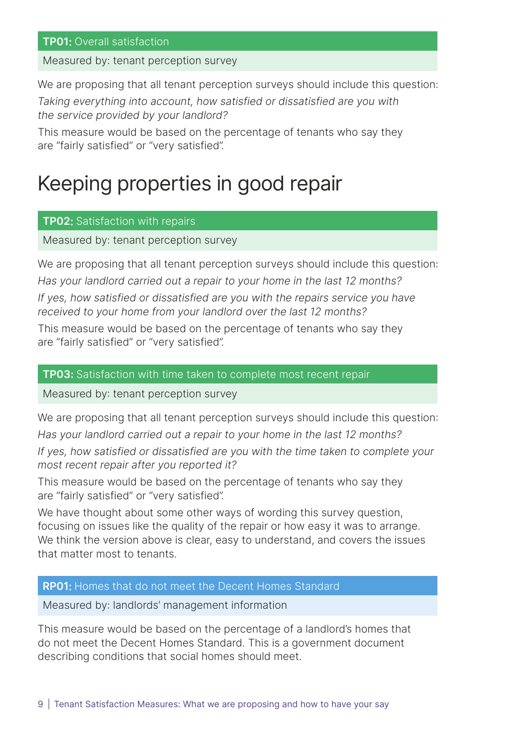**TP01:** Overall satisfaction

Measured by: tenant perception survey

We are proposing that all tenant perception surveys should include this question:

*Taking everything into account, how satisfied or dissatisfied are you with the service provided by your landlord?*

This measure would be based on the percentage of tenants who say they are "fairly satisfied" or "very satisfied".

# Keeping properties in good repair

**TP02:** Satisfaction with repairs

Measured by: tenant perception survey

We are proposing that all tenant perception surveys should include this question:

*Has your landlord carried out a repair to your home in the last 12 months?*

*If yes, how satisfied or dissatisfied are you with the repairs service you have received to your home from your landlord over the last 12 months?*

This measure would be based on the percentage of tenants who say they are "fairly satisfied" or "very satisfied".

**TP03:** Satisfaction with time taken to complete most recent repair

Measured by: tenant perception survey

We are proposing that all tenant perception surveys should include this question:

*Has your landlord carried out a repair to your home in the last 12 months?*

*If yes, how satisfied or dissatisfied are you with the time taken to complete your most recent repair after you reported it?*

This measure would be based on the percentage of tenants who say they are "fairly satisfied" or "very satisfied".

We have thought about some other ways of wording this survey question, focusing on issues like the quality of the repair or how easy it was to arrange. We think the version above is clear, easy to understand, and covers the issues that matter most to tenants.

**RP01:** Homes that do not meet the Decent Homes Standard

Measured by: landlords' management information

This measure would be based on the percentage of a landlord's homes that do not meet the Decent Homes Standard. This is a government document describing conditions that social homes should meet.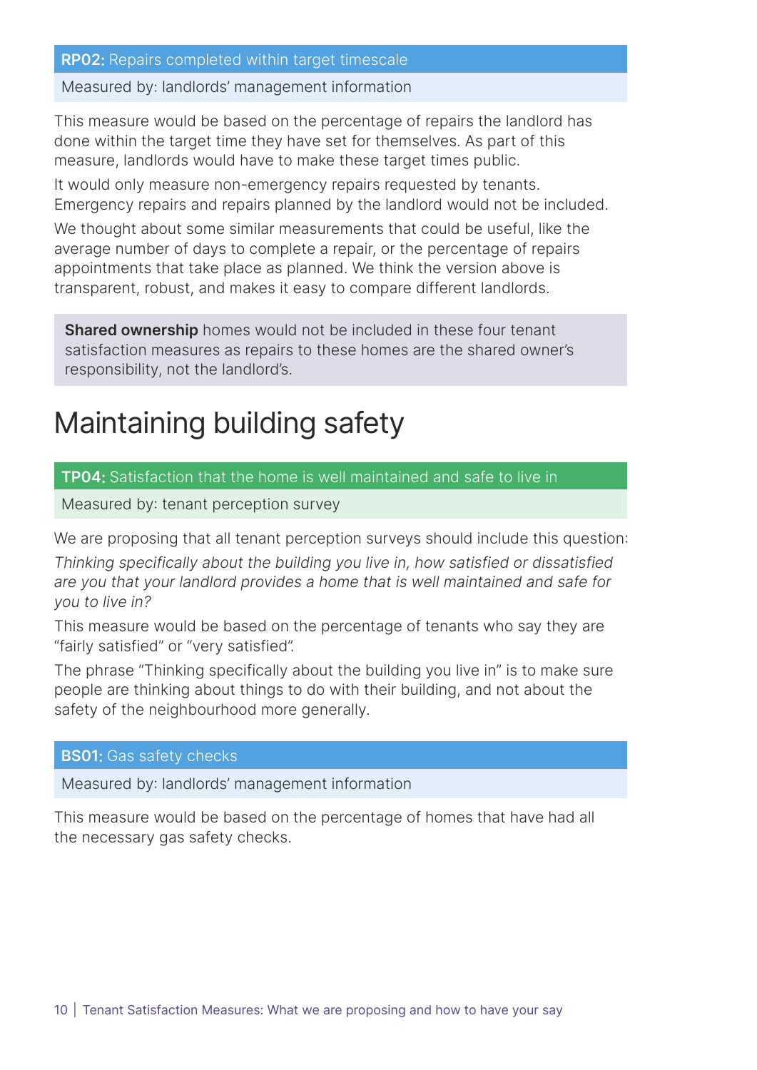**RP02:** Repairs completed within target timescale

Measured by: landlords' management information

This measure would be based on the percentage of repairs the landlord has done within the target time they have set for themselves. As part of this measure, landlords would have to make these target times public.

It would only measure non-emergency repairs requested by tenants. Emergency repairs and repairs planned by the landlord would not be included.

We thought about some similar measurements that could be useful, like the average number of days to complete a repair, or the percentage of repairs appointments that take place as planned. We think the version above is transparent, robust, and makes it easy to compare different landlords.

**Shared ownership** homes would not be included in these four tenant satisfaction measures as repairs to these homes are the shared owner's responsibility, not the landlord's.

# Maintaining building safety

**TP04:** Satisfaction that the home is well maintained and safe to live in

Measured by: tenant perception survey

We are proposing that all tenant perception surveys should include this question:

*Thinking specifically about the building you live in, how satisfied or dissatisfied are you that your landlord provides a home that is well maintained and safe for you to live in?*

This measure would be based on the percentage of tenants who say they are "fairly satisfied" or "very satisfied".

The phrase "Thinking specifically about the building you live in" is to make sure people are thinking about things to do with their building, and not about the safety of the neighbourhood more generally.

**BS01:** Gas safety checks

Measured by: landlords' management information

This measure would be based on the percentage of homes that have had all the necessary gas safety checks.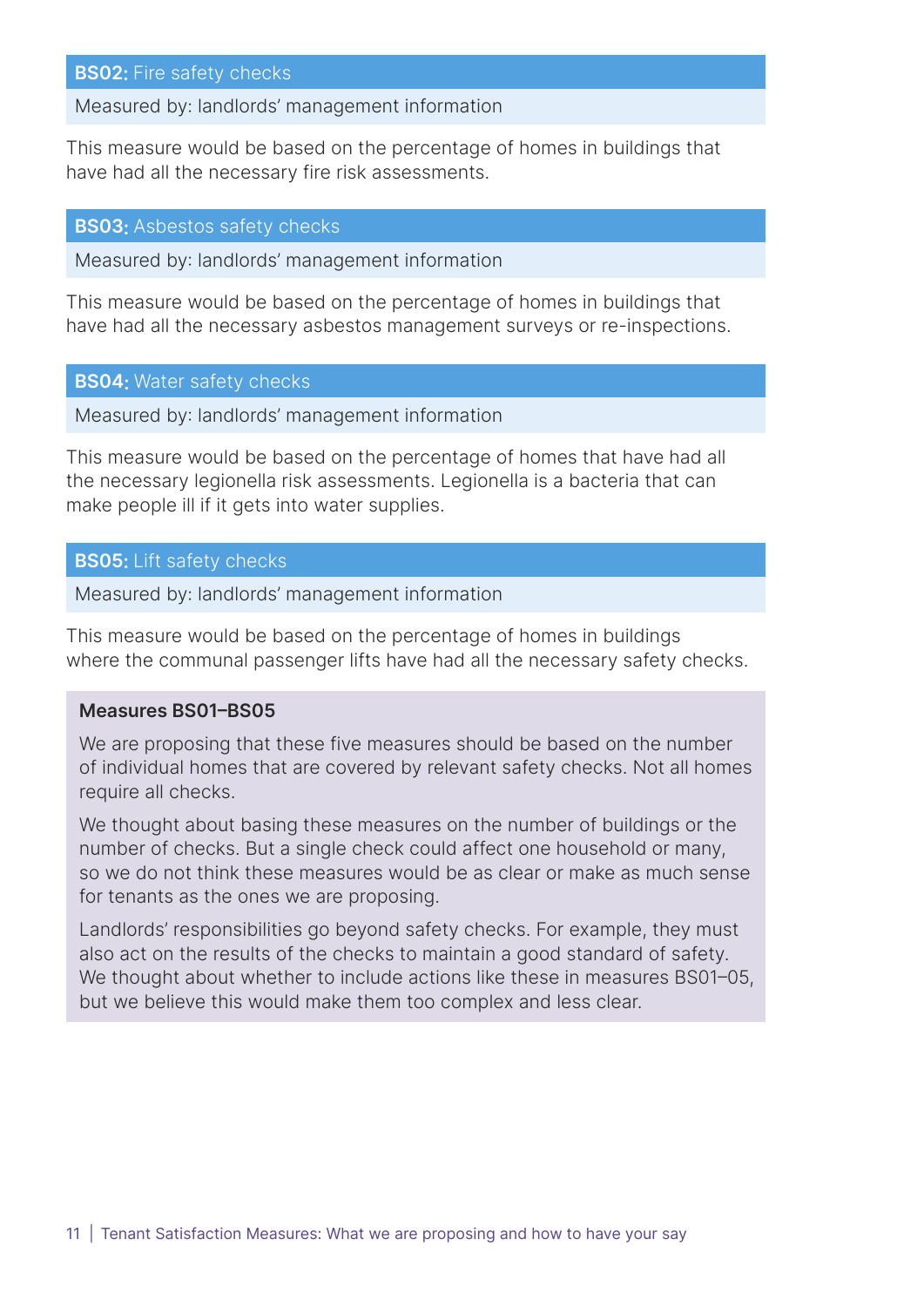**BS02:** Fire safety checks

Measured by: landlords' management information

This measure would be based on the percentage of homes in buildings that have had all the necessary fire risk assessments.

**BS03:** Asbestos safety checks

Measured by: landlords' management information

This measure would be based on the percentage of homes in buildings that have had all the necessary asbestos management surveys or re-inspections.

**BS04:** Water safety checks

Measured by: landlords' management information

This measure would be based on the percentage of homes that have had all the necessary legionella risk assessments. Legionella is a bacteria that can make people ill if it gets into water supplies.

**BS05:** Lift safety checks

Measured by: landlords' management information

This measure would be based on the percentage of homes in buildings where the communal passenger lifts have had all the necessary safety checks.

**Measures BS01–BS05**

We are proposing that these five measures should be based on the number of individual homes that are covered by relevant safety checks. Not all homes require all checks.

We thought about basing these measures on the number of buildings or the number of checks. But a single check could affect one household or many, so we do not think these measures would be as clear or make as much sense for tenants as the ones we are proposing.

Landlords' responsibilities go beyond safety checks. For example, they must also act on the results of the checks to maintain a good standard of safety. We thought about whether to include actions like these in measures BS01–05, but we believe this would make them too complex and less clear.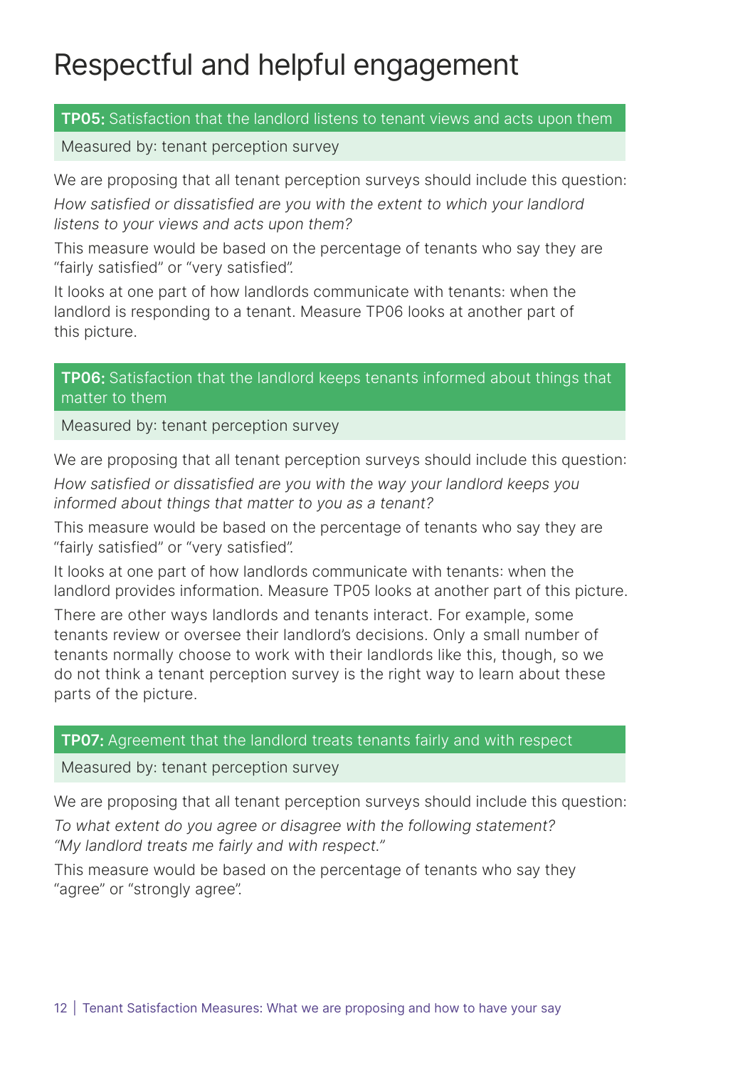# Respectful and helpful engagement

**TP05:** Satisfaction that the landlord listens to tenant views and acts upon them

Measured by: tenant perception survey

We are proposing that all tenant perception surveys should include this question:

*How satisfied or dissatisfied are you with the extent to which your landlord listens to your views and acts upon them?*

This measure would be based on the percentage of tenants who say they are "fairly satisfied" or "very satisfied".

It looks at one part of how landlords communicate with tenants: when the landlord is responding to a tenant. Measure TP06 looks at another part of this picture.

**TP06:** Satisfaction that the landlord keeps tenants informed about things that matter to them

Measured by: tenant perception survey

We are proposing that all tenant perception surveys should include this question:

*How satisfied or dissatisfied are you with the way your landlord keeps you informed about things that matter to you as a tenant?*

This measure would be based on the percentage of tenants who say they are "fairly satisfied" or "very satisfied".

It looks at one part of how landlords communicate with tenants: when the landlord provides information. Measure TP05 looks at another part of this picture.

There are other ways landlords and tenants interact. For example, some tenants review or oversee their landlord's decisions. Only a small number of tenants normally choose to work with their landlords like this, though, so we do not think a tenant perception survey is the right way to learn about these parts of the picture.

**TP07:** Agreement that the landlord treats tenants fairly and with respect

Measured by: tenant perception survey

We are proposing that all tenant perception surveys should include this question:

*To what extent do you agree or disagree with the following statement? "My landlord treats me fairly and with respect."*

This measure would be based on the percentage of tenants who say they "agree" or "strongly agree".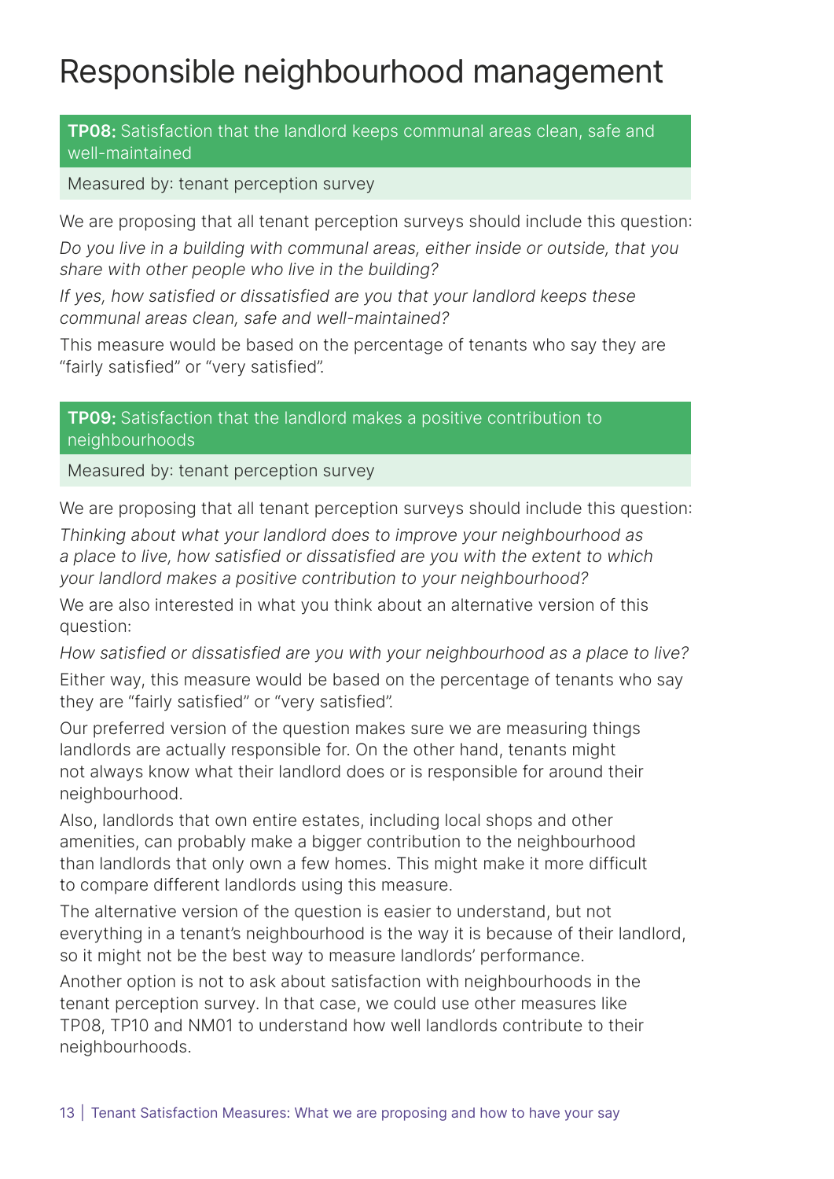# Responsible neighbourhood management

**TP08:** Satisfaction that the landlord keeps communal areas clean, safe and well-maintained

Measured by: tenant perception survey

We are proposing that all tenant perception surveys should include this question:

*Do you live in a building with communal areas, either inside or outside, that you share with other people who live in the building?*

*If yes, how satisfied or dissatisfied are you that your landlord keeps these communal areas clean, safe and well-maintained?*

This measure would be based on the percentage of tenants who say they are "fairly satisfied" or "very satisfied".

**TP09:** Satisfaction that the landlord makes a positive contribution to neighbourhoods

Measured by: tenant perception survey

We are proposing that all tenant perception surveys should include this question:

*Thinking about what your landlord does to improve your neighbourhood as a place to live, how satisfied or dissatisfied are you with the extent to which your landlord makes a positive contribution to your neighbourhood?*

We are also interested in what you think about an alternative version of this question:

*How satisfied or dissatisfied are you with your neighbourhood as a place to live?*

Either way, this measure would be based on the percentage of tenants who say they are "fairly satisfied" or "very satisfied".

Our preferred version of the question makes sure we are measuring things landlords are actually responsible for. On the other hand, tenants might not always know what their landlord does or is responsible for around their neighbourhood.

Also, landlords that own entire estates, including local shops and other amenities, can probably make a bigger contribution to the neighbourhood than landlords that only own a few homes. This might make it more difficult to compare different landlords using this measure.

The alternative version of the question is easier to understand, but not everything in a tenant's neighbourhood is the way it is because of their landlord, so it might not be the best way to measure landlords' performance.

Another option is not to ask about satisfaction with neighbourhoods in the tenant perception survey. In that case, we could use other measures like TP08, TP10 and NM01 to understand how well landlords contribute to their neighbourhoods.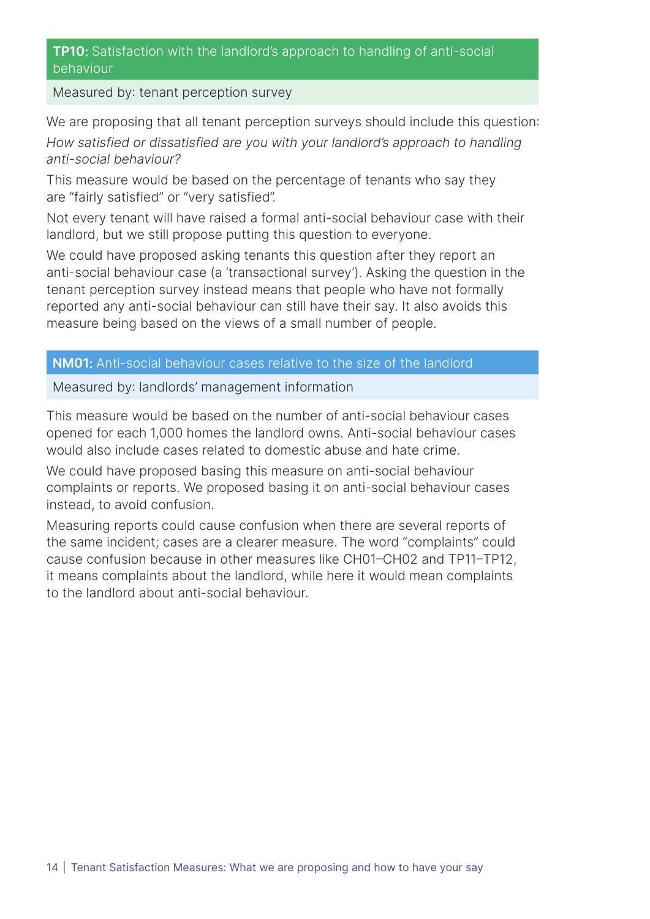### **TP10:** Satisfaction with the landlord's approach to handling of anti-social behaviour

Measured by: tenant perception survey

We are proposing that all tenant perception surveys should include this question:

*How satisfied or dissatisfied are you with your landlord's approach to handling anti-social behaviour?*

This measure would be based on the percentage of tenants who say they are "fairly satisfied" or "very satisfied".

Not every tenant will have raised a formal anti-social behaviour case with their landlord, but we still propose putting this question to everyone.

We could have proposed asking tenants this question after they report an anti-social behaviour case (a 'transactional survey'). Asking the question in the tenant perception survey instead means that people who have not formally reported any anti-social behaviour can still have their say. It also avoids this measure being based on the views of a small number of people.

### **NM01:** Anti-social behaviour cases relative to the size of the landlord

Measured by: landlords' management information

This measure would be based on the number of anti-social behaviour cases opened for each 1,000 homes the landlord owns. Anti-social behaviour cases would also include cases related to domestic abuse and hate crime.

We could have proposed basing this measure on anti-social behaviour complaints or reports. We proposed basing it on anti-social behaviour cases instead, to avoid confusion.

Measuring reports could cause confusion when there are several reports of the same incident; cases are a clearer measure. The word "complaints" could cause confusion because in other measures like CH01–CH02 and TP11–TP12, it means complaints about the landlord, while here it would mean complaints to the landlord about anti-social behaviour.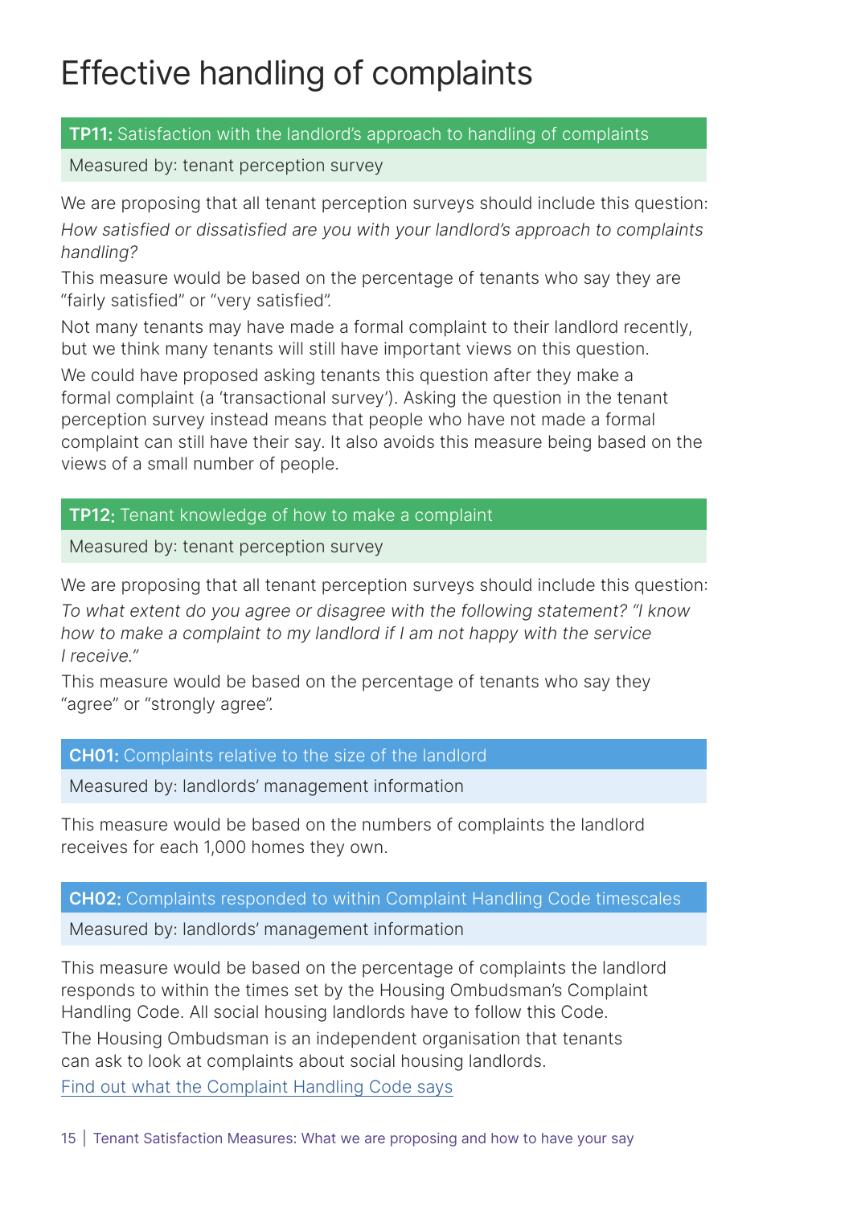# Effective handling of complaints

### **TP11:** Satisfaction with the landlord's approach to handling of complaints

Measured by: tenant perception survey

We are proposing that all tenant perception surveys should include this question:

*How satisfied or dissatisfied are you with your landlord's approach to complaints handling?*

This measure would be based on the percentage of tenants who say they are "fairly satisfied" or "very satisfied".

Not many tenants may have made a formal complaint to their landlord recently, but we think many tenants will still have important views on this question.

We could have proposed asking tenants this question after they make a formal complaint (a 'transactional survey'). Asking the question in the tenant perception survey instead means that people who have not made a formal complaint can still have their say. It also avoids this measure being based on the views of a small number of people.

### **TP12:** Tenant knowledge of how to make a complaint

Measured by: tenant perception survey

We are proposing that all tenant perception surveys should include this question:

*To what extent do you agree or disagree with the following statement? "I know how to make a complaint to my landlord if I am not happy with the service I receive."*

This measure would be based on the percentage of tenants who say they "agree" or "strongly agree".

### **CH01:** Complaints relative to the size of the landlord

Measured by: landlords' management information

This measure would be based on the numbers of complaints the landlord receives for each 1,000 homes they own.

### **CH02:** Complaints responded to within Complaint Handling Code timescales

Measured by: landlords' management information

This measure would be based on the percentage of complaints the landlord responds to within the times set by the Housing Ombudsman's Complaint Handling Code. All social housing landlords have to follow this Code.

The Housing Ombudsman is an independent organisation that tenants can ask to look at complaints about social housing landlords.

Find out what the Complaint Handling Code says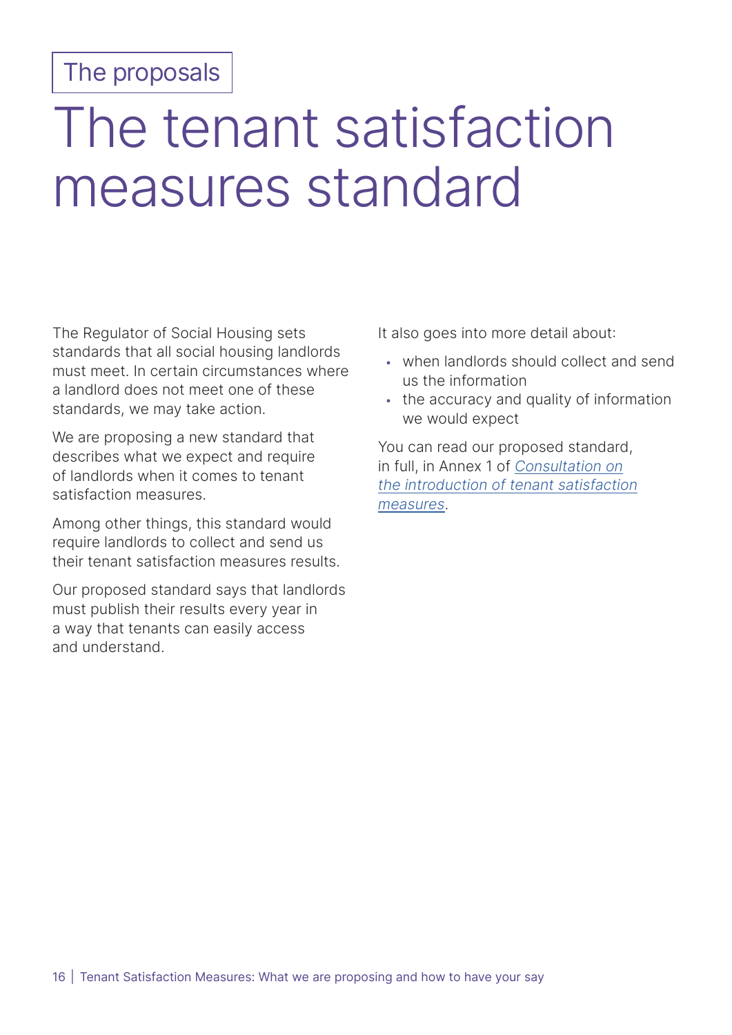The proposals

# The tenant satisfaction measures standard

The Regulator of Social Housing sets standards that all social housing landlords must meet. In certain circumstances where a landlord does not meet one of these standards, we may take action.

We are proposing a new standard that describes what we expect and require of landlords when it comes to tenant satisfaction measures.

Among other things, this standard would require landlords to collect and send us their tenant satisfaction measures results.

Our proposed standard says that landlords must publish their results every year in a way that tenants can easily access and understand.

It also goes into more detail about:

- when landlords should collect and send us the information
- the accuracy and quality of information we would expect

You can read our proposed standard, in full, in Annex 1 of *Consultation on the introduction of tenant satisfaction measures*.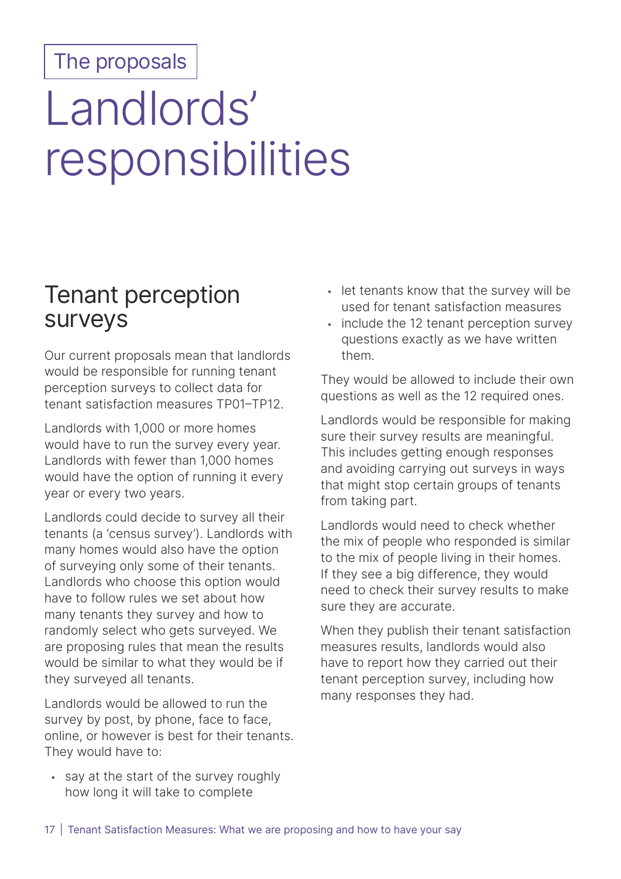The proposals

# Landlords' responsibilities

## Tenant perception surveys

Our current proposals mean that landlords would be responsible for running tenant perception surveys to collect data for tenant satisfaction measures TP01–TP12.

Landlords with 1,000 or more homes would have to run the survey every year. Landlords with fewer than 1,000 homes would have the option of running it every year or every two years.

Landlords could decide to survey all their tenants (a 'census survey'). Landlords with many homes would also have the option of surveying only some of their tenants. Landlords who choose this option would have to follow rules we set about how many tenants they survey and how to randomly select who gets surveyed. We are proposing rules that mean the results would be similar to what they would be if they surveyed all tenants.

Landlords would be allowed to run the survey by post, by phone, face to face, online, or however is best for their tenants. They would have to:

- say at the start of the survey roughly how long it will take to complete
- let tenants know that the survey will be used for tenant satisfaction measures
- include the 12 tenant perception survey questions exactly as we have written them.

They would be allowed to include their own questions as well as the 12 required ones.

Landlords would be responsible for making sure their survey results are meaningful. This includes getting enough responses and avoiding carrying out surveys in ways that might stop certain groups of tenants from taking part.

Landlords would need to check whether the mix of people who responded is similar to the mix of people living in their homes. If they see a big difference, they would need to check their survey results to make sure they are accurate.

When they publish their tenant satisfaction measures results, landlords would also have to report how they carried out their tenant perception survey, including how many responses they had.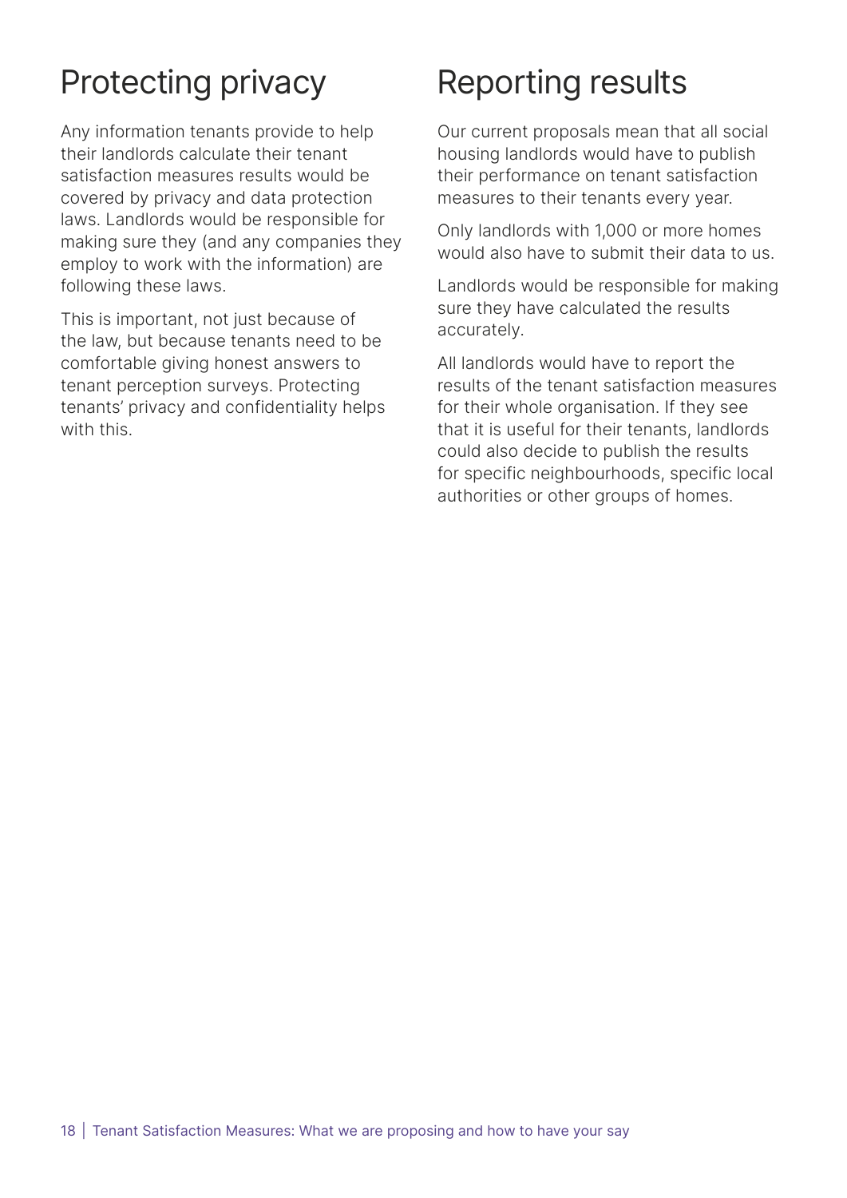## Protecting privacy

Any information tenants provide to help their landlords calculate their tenant satisfaction measures results would be covered by privacy and data protection laws. Landlords would be responsible for making sure they (and any companies they employ to work with the information) are following these laws.

This is important, not just because of the law, but because tenants need to be comfortable giving honest answers to tenant perception surveys. Protecting tenants' privacy and confidentiality helps with this.

## Reporting results

Our current proposals mean that all social housing landlords would have to publish their performance on tenant satisfaction measures to their tenants every year.

Only landlords with 1,000 or more homes would also have to submit their data to us.

Landlords would be responsible for making sure they have calculated the results accurately.

All landlords would have to report the results of the tenant satisfaction measures for their whole organisation. If they see that it is useful for their tenants, landlords could also decide to publish the results for specific neighbourhoods, specific local authorities or other groups of homes.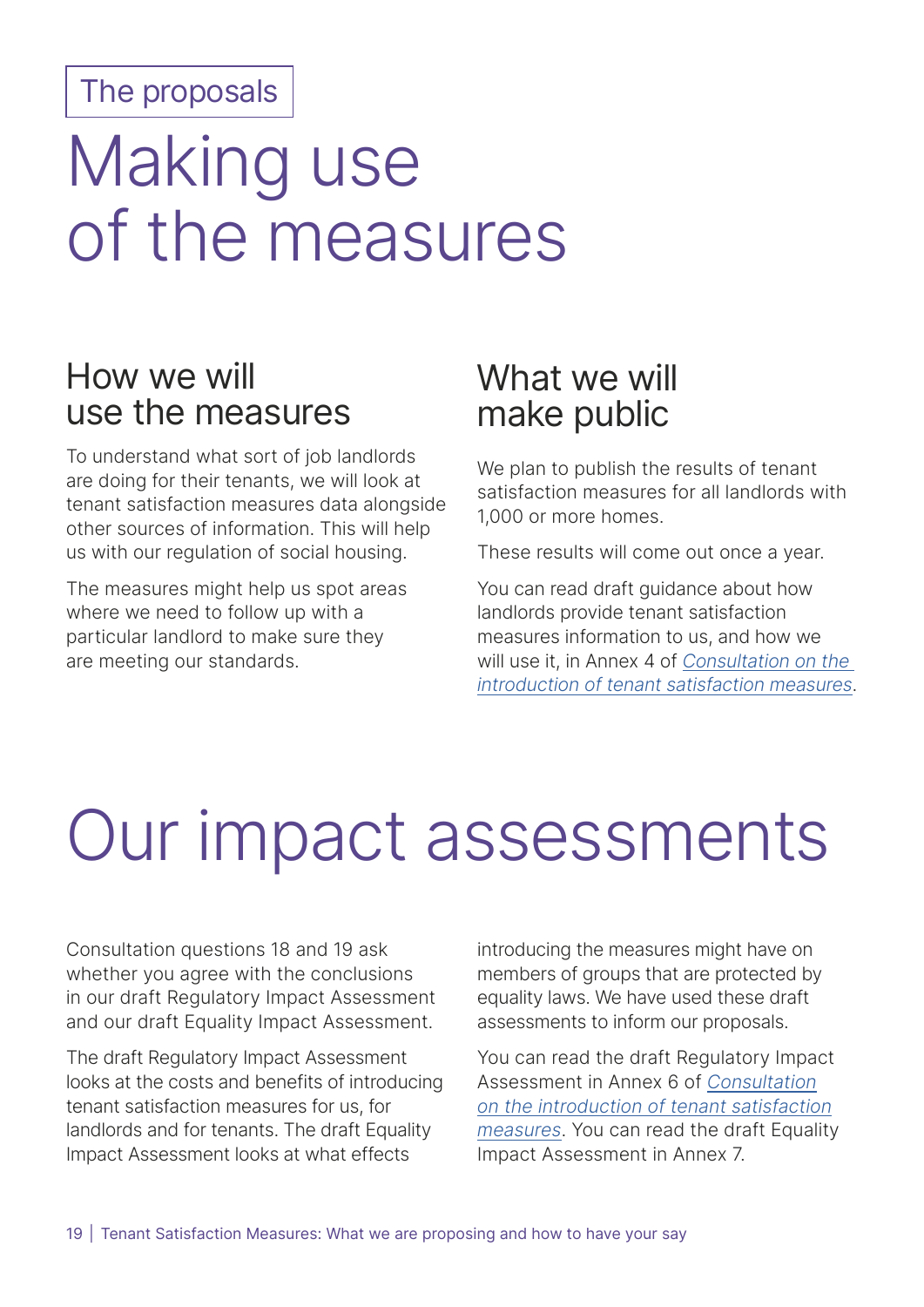The proposals

# Making use of the measures

## How we will use the measures

To understand what sort of job landlords are doing for their tenants, we will look at tenant satisfaction measures data alongside other sources of information. This will help us with our regulation of social housing.

The measures might help us spot areas where we need to follow up with a particular landlord to make sure they are meeting our standards.

## What we will make public

We plan to publish the results of tenant satisfaction measures for all landlords with 1,000 or more homes.

These results will come out once a year.

You can read draft guidance about how landlords provide tenant satisfaction measures information to us, and how we will use it, in Annex 4 of *Consultation on the introduction of tenant satisfaction measures*.

# Our impact assessments

Consultation questions 18 and 19 ask whether you agree with the conclusions in our draft Regulatory Impact Assessment and our draft Equality Impact Assessment.

The draft Regulatory Impact Assessment looks at the costs and benefits of introducing tenant satisfaction measures for us, for landlords and for tenants. The draft Equality Impact Assessment looks at what effects introducing the measures might have on members of groups that are protected by equality laws. We have used these draft assessments to inform our proposals.

You can read the draft Regulatory Impact Assessment in Annex 6 of *Consultation on the introduction of tenant satisfaction measures*. You can read the draft Equality Impact Assessment in Annex 7.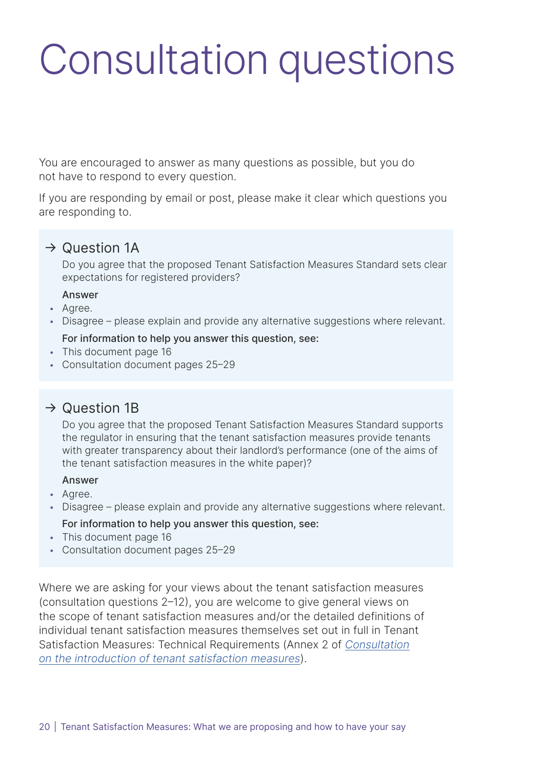# Consultation questions

You are encouraged to answer as many questions as possible, but you do not have to respond to every question.

If you are responding by email or post, please make it clear which questions you are responding to.

## → Question 1A

Do you agree that the proposed Tenant Satisfaction Measures Standard sets clear expectations for registered providers?

**Answer**

- Agree.
- Disagree – please explain and provide any alternative suggestions where relevant.

**For information to help you answer this question, see:**

- This document page 16
- Consultation document pages 25–29

## → Question 1B

Do you agree that the proposed Tenant Satisfaction Measures Standard supports the regulator in ensuring that the tenant satisfaction measures provide tenants with greater transparency about their landlord's performance (one of the aims of the tenant satisfaction measures in the white paper)?

**Answer**

- Agree.
- Disagree – please explain and provide any alternative suggestions where relevant.

**For information to help you answer this question, see:**

- This document page 16
- Consultation document pages 25–29

Where we are asking for your views about the tenant satisfaction measures (consultation questions 2–12), you are welcome to give general views on the scope of tenant satisfaction measures and/or the detailed definitions of individual tenant satisfaction measures themselves set out in full in Tenant Satisfaction Measures: Technical Requirements (Annex 2 of *Consultation on the introduction of tenant satisfaction measures*).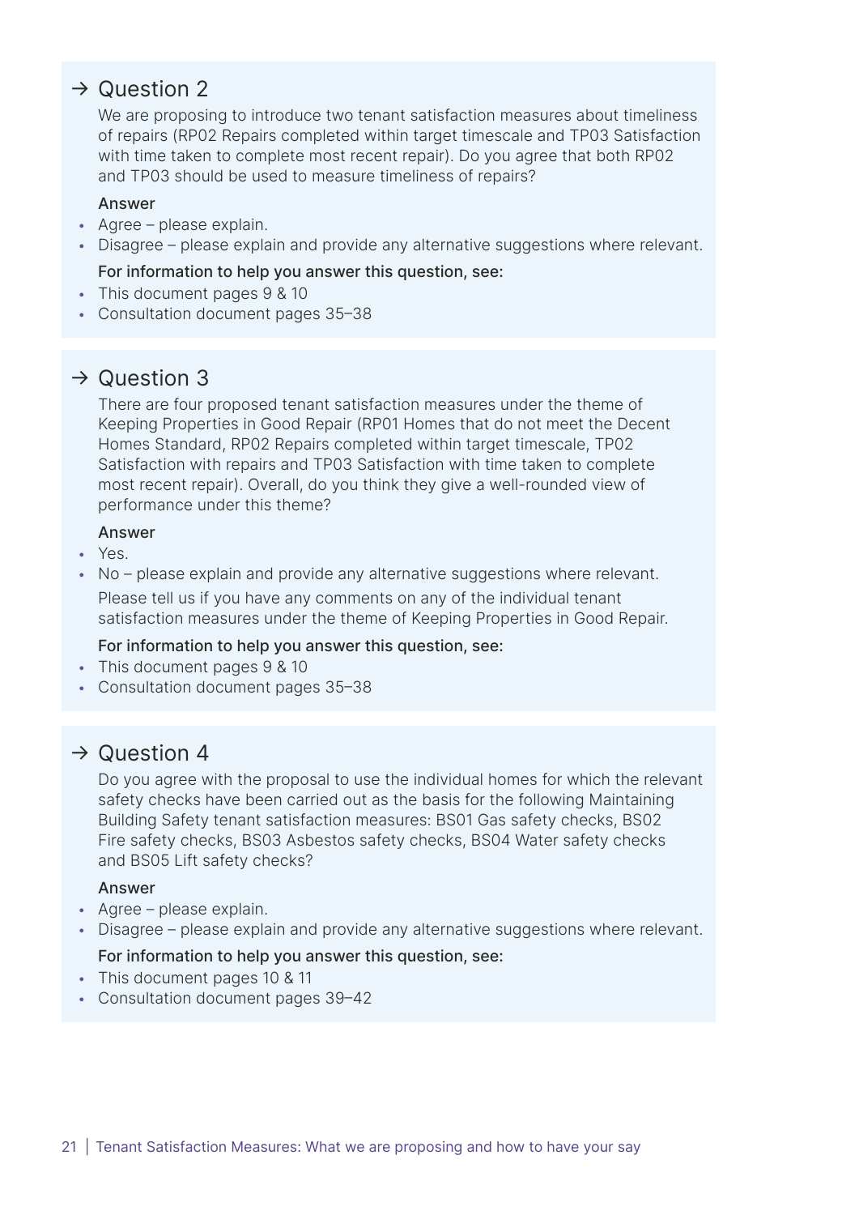## → Question 2

We are proposing to introduce two tenant satisfaction measures about timeliness of repairs (RP02 Repairs completed within target timescale and TP03 Satisfaction with time taken to complete most recent repair). Do you agree that both RP02 and TP03 should be used to measure timeliness of repairs?

**Answer**

- Agree – please explain.
- Disagree – please explain and provide any alternative suggestions where relevant.

**For information to help you answer this question, see:**

- This document pages 9 & 10
- Consultation document pages 35–38

## → Question 3

There are four proposed tenant satisfaction measures under the theme of Keeping Properties in Good Repair (RP01 Homes that do not meet the Decent Homes Standard, RP02 Repairs completed within target timescale, TP02 Satisfaction with repairs and TP03 Satisfaction with time taken to complete most recent repair). Overall, do you think they give a well-rounded view of performance under this theme?

**Answer**

- Yes.
- No – please explain and provide any alternative suggestions where relevant.

  Please tell us if you have any comments on any of the individual tenant satisfaction measures under the theme of Keeping Properties in Good Repair.

**For information to help you answer this question, see:**

- This document pages 9 & 10
- Consultation document pages 35–38

## → Question 4

Do you agree with the proposal to use the individual homes for which the relevant safety checks have been carried out as the basis for the following Maintaining Building Safety tenant satisfaction measures: BS01 Gas safety checks, BS02 Fire safety checks, BS03 Asbestos safety checks, BS04 Water safety checks and BS05 Lift safety checks?

**Answer**

- Agree – please explain.
- Disagree – please explain and provide any alternative suggestions where relevant.

**For information to help you answer this question, see:**

- This document pages 10 & 11
- Consultation document pages 39–42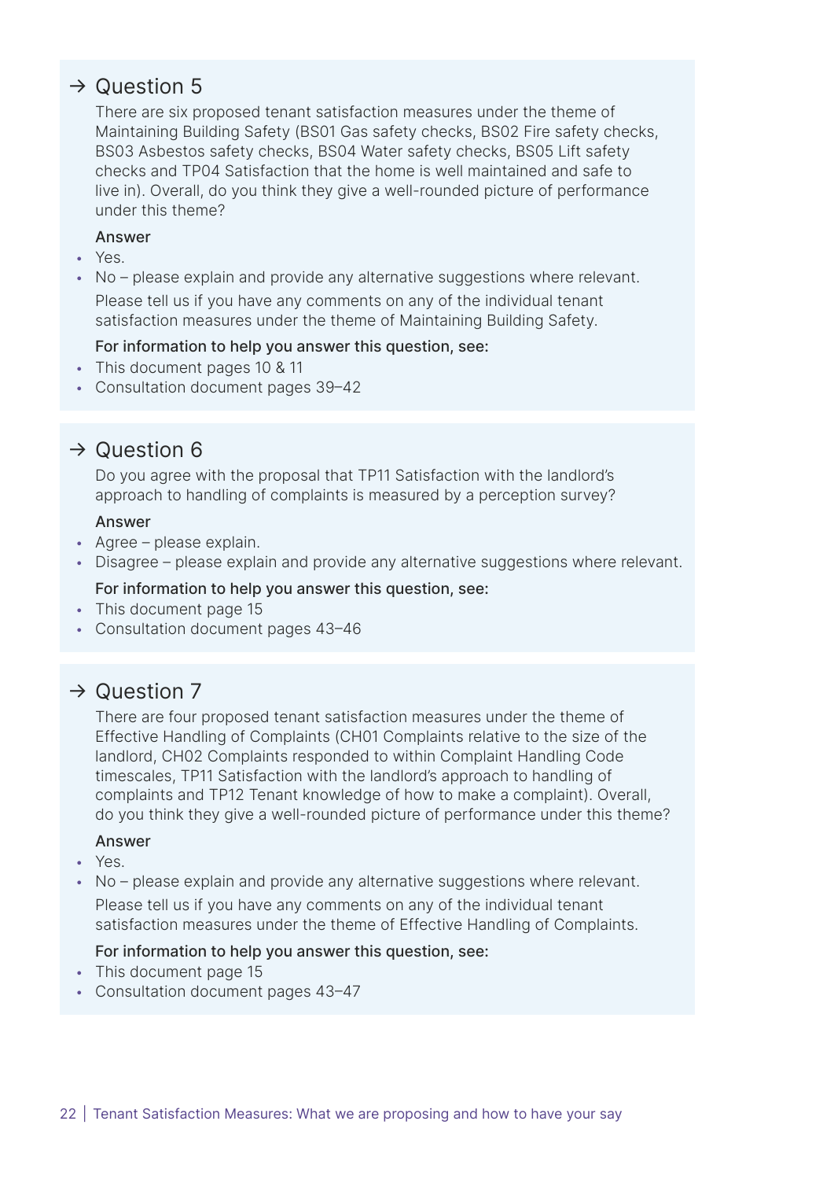## → Question 5

There are six proposed tenant satisfaction measures under the theme of Maintaining Building Safety (BS01 Gas safety checks, BS02 Fire safety checks, BS03 Asbestos safety checks, BS04 Water safety checks, BS05 Lift safety checks and TP04 Satisfaction that the home is well maintained and safe to live in). Overall, do you think they give a well-rounded picture of performance under this theme?

**Answer**

- Yes.
- No – please explain and provide any alternative suggestions where relevant.

Please tell us if you have any comments on any of the individual tenant satisfaction measures under the theme of Maintaining Building Safety.

**For information to help you answer this question, see:**

- This document pages 10 & 11
- Consultation document pages 39–42

## → Question 6

Do you agree with the proposal that TP11 Satisfaction with the landlord's approach to handling of complaints is measured by a perception survey?

**Answer**

- Agree – please explain.
- Disagree – please explain and provide any alternative suggestions where relevant.

**For information to help you answer this question, see:**

- This document page 15
- Consultation document pages 43–46

## → Question 7

There are four proposed tenant satisfaction measures under the theme of Effective Handling of Complaints (CH01 Complaints relative to the size of the landlord, CH02 Complaints responded to within Complaint Handling Code timescales, TP11 Satisfaction with the landlord's approach to handling of complaints and TP12 Tenant knowledge of how to make a complaint). Overall, do you think they give a well-rounded picture of performance under this theme?

**Answer**

- Yes.
- No – please explain and provide any alternative suggestions where relevant.

Please tell us if you have any comments on any of the individual tenant satisfaction measures under the theme of Effective Handling of Complaints.

**For information to help you answer this question, see:**

- This document page 15
- Consultation document pages 43–47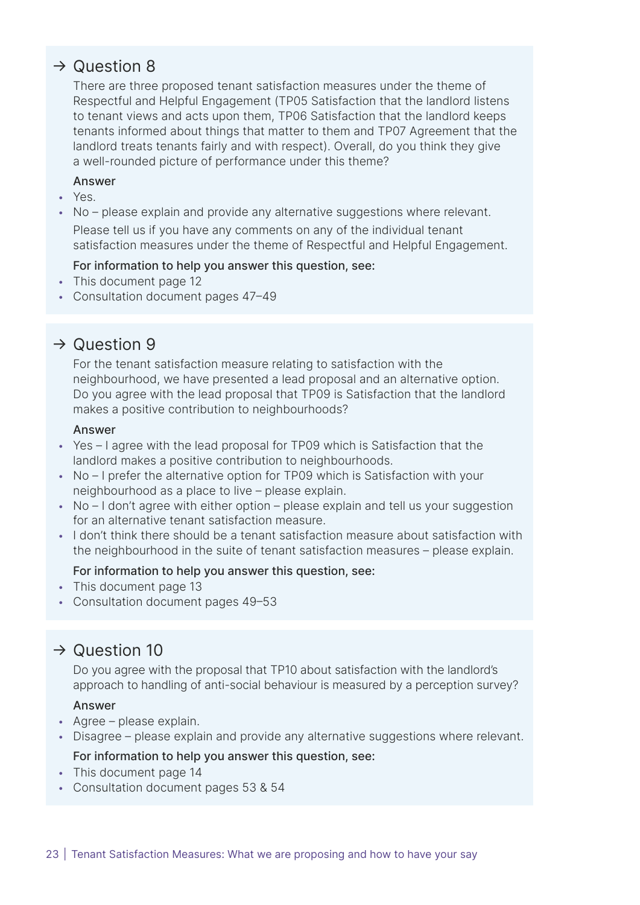## → Question 8

There are three proposed tenant satisfaction measures under the theme of Respectful and Helpful Engagement (TP05 Satisfaction that the landlord listens to tenant views and acts upon them, TP06 Satisfaction that the landlord keeps tenants informed about things that matter to them and TP07 Agreement that the landlord treats tenants fairly and with respect). Overall, do you think they give a well-rounded picture of performance under this theme?

**Answer**

- Yes.
- No – please explain and provide any alternative suggestions where relevant.

Please tell us if you have any comments on any of the individual tenant satisfaction measures under the theme of Respectful and Helpful Engagement.

**For information to help you answer this question, see:**

- This document page 12
- Consultation document pages 47–49

## → Question 9

For the tenant satisfaction measure relating to satisfaction with the neighbourhood, we have presented a lead proposal and an alternative option. Do you agree with the lead proposal that TP09 is Satisfaction that the landlord makes a positive contribution to neighbourhoods?

**Answer**

- Yes – I agree with the lead proposal for TP09 which is Satisfaction that the landlord makes a positive contribution to neighbourhoods.
- No – I prefer the alternative option for TP09 which is Satisfaction with your neighbourhood as a place to live – please explain.
- No – I don't agree with either option – please explain and tell us your suggestion for an alternative tenant satisfaction measure.
- I don't think there should be a tenant satisfaction measure about satisfaction with the neighbourhood in the suite of tenant satisfaction measures – please explain.

**For information to help you answer this question, see:**

- This document page 13
- Consultation document pages 49–53

## → Question 10

Do you agree with the proposal that TP10 about satisfaction with the landlord's approach to handling of anti-social behaviour is measured by a perception survey?

**Answer**

- Agree – please explain.
- Disagree – please explain and provide any alternative suggestions where relevant.

**For information to help you answer this question, see:**

- This document page 14
- Consultation document pages 53 & 54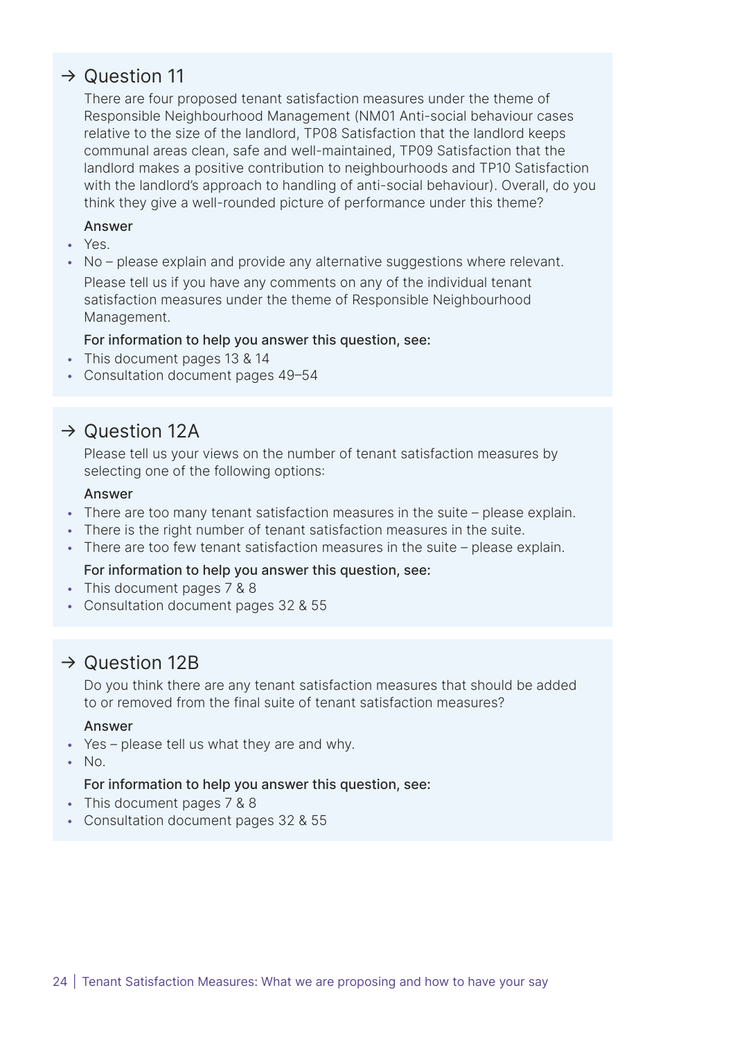## → Question 11

There are four proposed tenant satisfaction measures under the theme of Responsible Neighbourhood Management (NM01 Anti-social behaviour cases relative to the size of the landlord, TP08 Satisfaction that the landlord keeps communal areas clean, safe and well-maintained, TP09 Satisfaction that the landlord makes a positive contribution to neighbourhoods and TP10 Satisfaction with the landlord's approach to handling of anti-social behaviour). Overall, do you think they give a well-rounded picture of performance under this theme?

**Answer**

- Yes.
- No – please explain and provide any alternative suggestions where relevant.

Please tell us if you have any comments on any of the individual tenant satisfaction measures under the theme of Responsible Neighbourhood Management.

**For information to help you answer this question, see:**

- This document pages 13 & 14
- Consultation document pages 49–54

## → Question 12A

Please tell us your views on the number of tenant satisfaction measures by selecting one of the following options:

**Answer**

- There are too many tenant satisfaction measures in the suite – please explain.
- There is the right number of tenant satisfaction measures in the suite.
- There are too few tenant satisfaction measures in the suite – please explain.

**For information to help you answer this question, see:**

- This document pages 7 & 8
- Consultation document pages 32 & 55

## → Question 12B

Do you think there are any tenant satisfaction measures that should be added to or removed from the final suite of tenant satisfaction measures?

**Answer**

- Yes – please tell us what they are and why.
- No.

**For information to help you answer this question, see:**

- This document pages 7 & 8
- Consultation document pages 32 & 55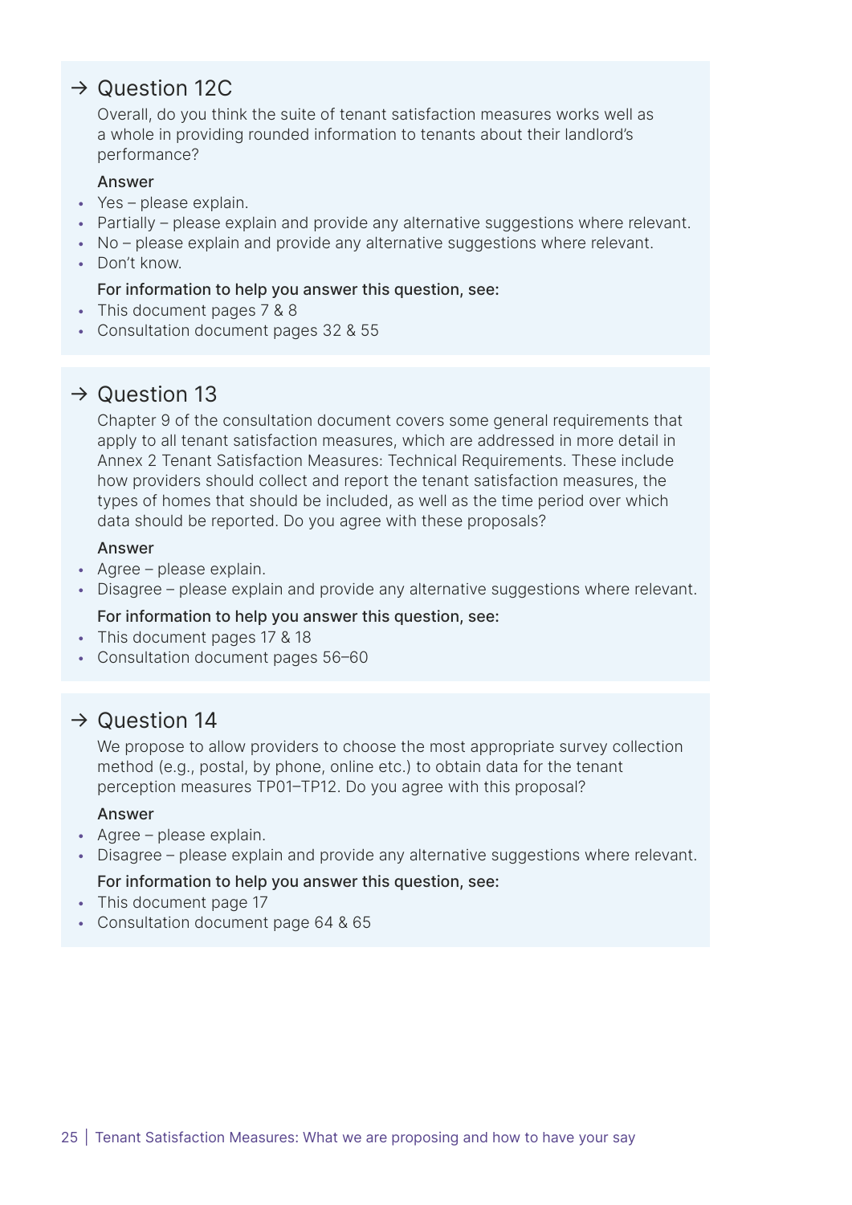## → Question 12C

Overall, do you think the suite of tenant satisfaction measures works well as a whole in providing rounded information to tenants about their landlord's performance?

**Answer**

- Yes – please explain.
- Partially – please explain and provide any alternative suggestions where relevant.
- No – please explain and provide any alternative suggestions where relevant.
- Don't know.

**For information to help you answer this question, see:**

- This document pages 7 & 8
- Consultation document pages 32 & 55

## → Question 13

Chapter 9 of the consultation document covers some general requirements that apply to all tenant satisfaction measures, which are addressed in more detail in Annex 2 Tenant Satisfaction Measures: Technical Requirements. These include how providers should collect and report the tenant satisfaction measures, the types of homes that should be included, as well as the time period over which data should be reported. Do you agree with these proposals?

**Answer**

- Agree – please explain.
- Disagree – please explain and provide any alternative suggestions where relevant.

**For information to help you answer this question, see:**

- This document pages 17 & 18
- Consultation document pages 56–60

## → Question 14

We propose to allow providers to choose the most appropriate survey collection method (e.g., postal, by phone, online etc.) to obtain data for the tenant perception measures TP01–TP12. Do you agree with this proposal?

**Answer**

- Agree – please explain.
- Disagree – please explain and provide any alternative suggestions where relevant.

**For information to help you answer this question, see:**

- This document page 17
- Consultation document page 64 & 65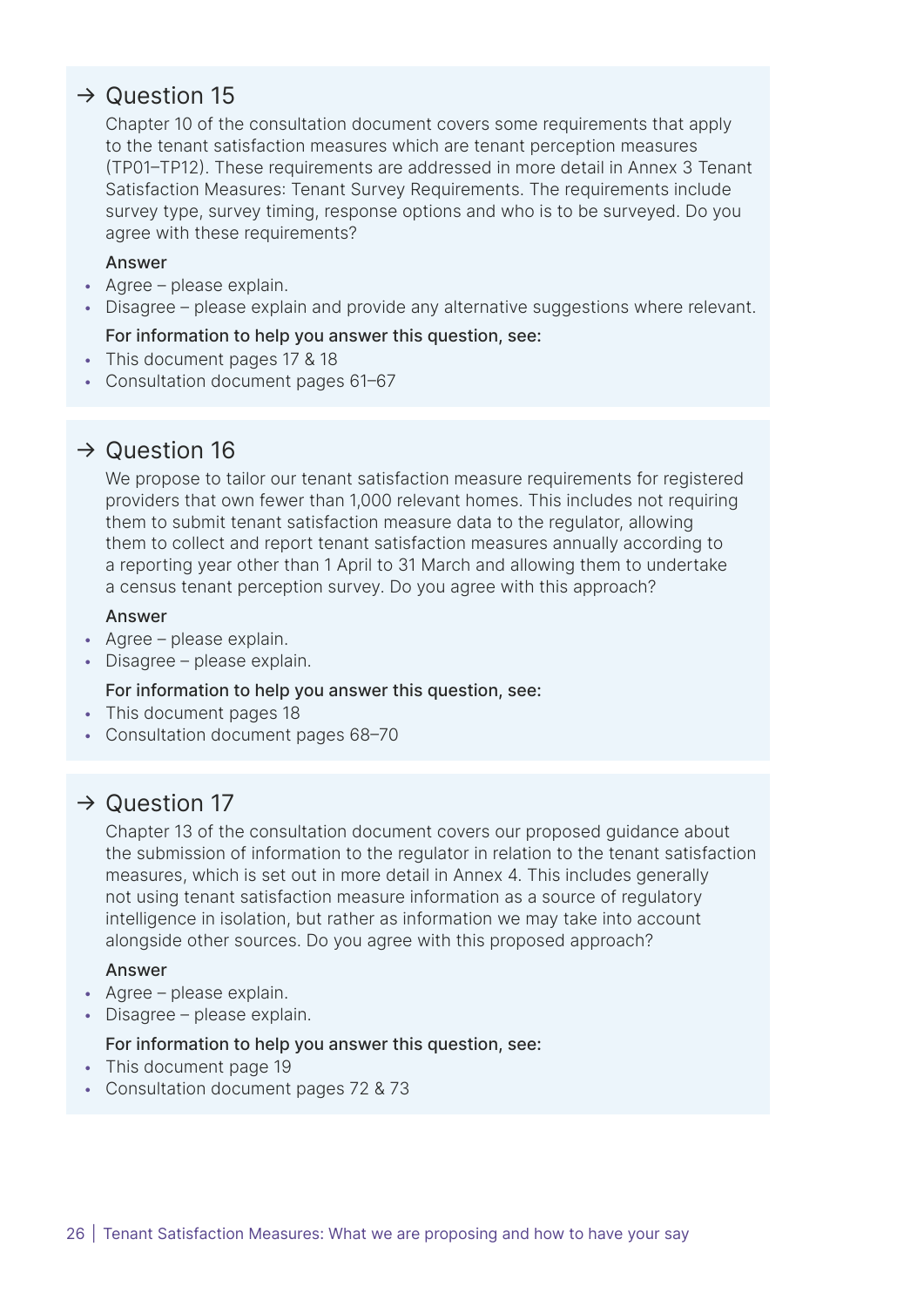## → Question 15

Chapter 10 of the consultation document covers some requirements that apply to the tenant satisfaction measures which are tenant perception measures (TP01–TP12). These requirements are addressed in more detail in Annex 3 Tenant Satisfaction Measures: Tenant Survey Requirements. The requirements include survey type, survey timing, response options and who is to be surveyed. Do you agree with these requirements?

**Answer**

- Agree – please explain.
- Disagree – please explain and provide any alternative suggestions where relevant.

**For information to help you answer this question, see:**

- This document pages 17 & 18
- Consultation document pages 61–67

## → Question 16

We propose to tailor our tenant satisfaction measure requirements for registered providers that own fewer than 1,000 relevant homes. This includes not requiring them to submit tenant satisfaction measure data to the regulator, allowing them to collect and report tenant satisfaction measures annually according to a reporting year other than 1 April to 31 March and allowing them to undertake a census tenant perception survey. Do you agree with this approach?

**Answer**

- Agree – please explain.
- Disagree – please explain.

**For information to help you answer this question, see:**

- This document pages 18
- Consultation document pages 68–70

## → Question 17

Chapter 13 of the consultation document covers our proposed guidance about the submission of information to the regulator in relation to the tenant satisfaction measures, which is set out in more detail in Annex 4. This includes generally not using tenant satisfaction measure information as a source of regulatory intelligence in isolation, but rather as information we may take into account alongside other sources. Do you agree with this proposed approach?

**Answer**

- Agree – please explain.
- Disagree – please explain.

**For information to help you answer this question, see:**

- This document page 19
- Consultation document pages 72 & 73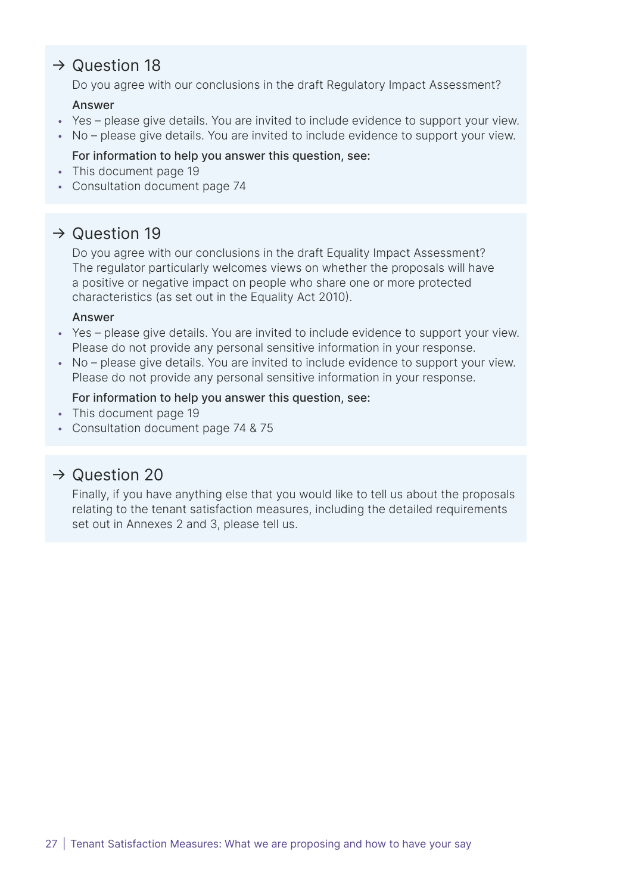## → Question 18

Do you agree with our conclusions in the draft Regulatory Impact Assessment?

**Answer**

- Yes – please give details. You are invited to include evidence to support your view.
- No – please give details. You are invited to include evidence to support your view.

**For information to help you answer this question, see:**

- This document page 19
- Consultation document page 74

## → Question 19

Do you agree with our conclusions in the draft Equality Impact Assessment? The regulator particularly welcomes views on whether the proposals will have a positive or negative impact on people who share one or more protected characteristics (as set out in the Equality Act 2010).

**Answer**

- Yes – please give details. You are invited to include evidence to support your view. Please do not provide any personal sensitive information in your response.
- No – please give details. You are invited to include evidence to support your view. Please do not provide any personal sensitive information in your response.

**For information to help you answer this question, see:**

- This document page 19
- Consultation document page 74 & 75

## → Question 20

Finally, if you have anything else that you would like to tell us about the proposals relating to the tenant satisfaction measures, including the detailed requirements set out in Annexes 2 and 3, please tell us.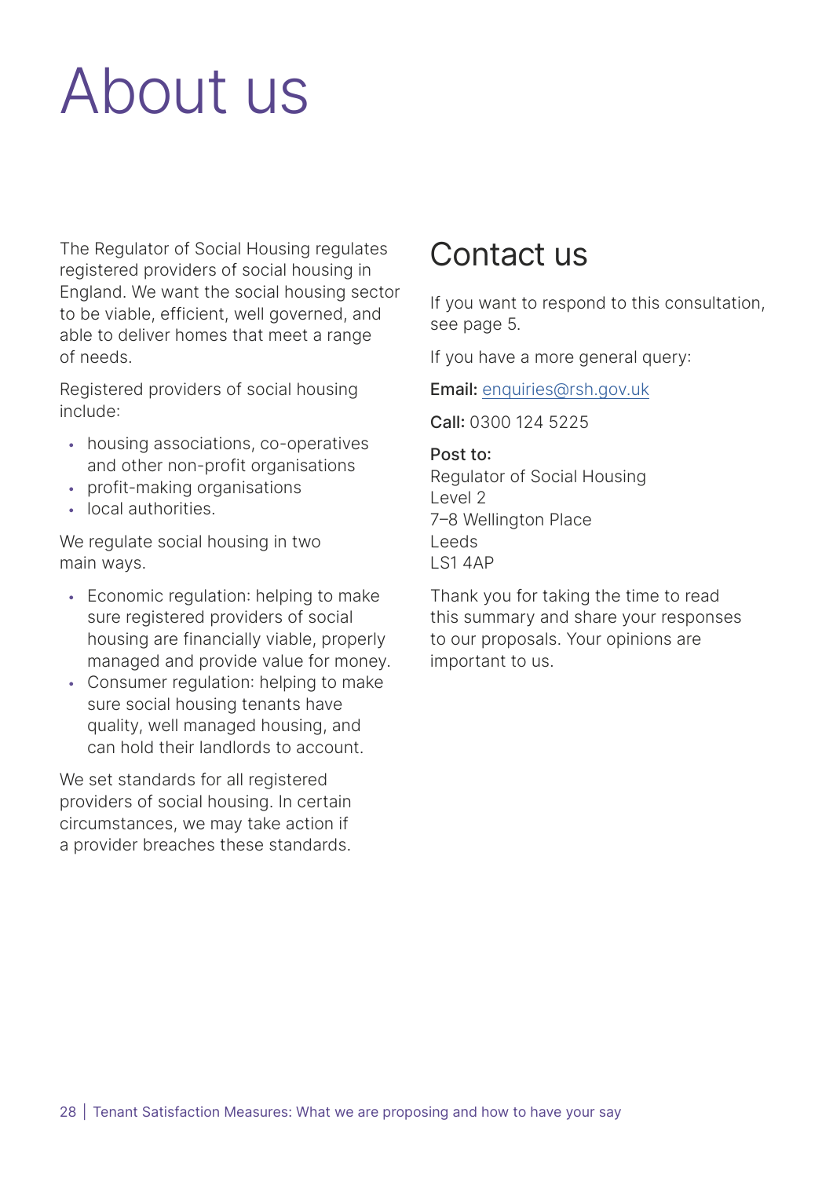# About us

The Regulator of Social Housing regulates registered providers of social housing in England. We want the social housing sector to be viable, efficient, well governed, and able to deliver homes that meet a range of needs.

Registered providers of social housing include:

- housing associations, co-operatives and other non-profit organisations
- profit-making organisations
- local authorities.

We regulate social housing in two main ways.

- Economic regulation: helping to make sure registered providers of social housing are financially viable, properly managed and provide value for money.
- Consumer regulation: helping to make sure social housing tenants have quality, well managed housing, and can hold their landlords to account.

We set standards for all registered providers of social housing. In certain circumstances, we may take action if a provider breaches these standards.

## Contact us

If you want to respond to this consultation, see page 5.

If you have a more general query:

**Email:** enquiries@rsh.gov.uk

**Call:** 0300 124 5225

**Post to:**
Regulator of Social Housing
Level 2
7–8 Wellington Place
Leeds
LS1 4AP

Thank you for taking the time to read this summary and share your responses to our proposals. Your opinions are important to us.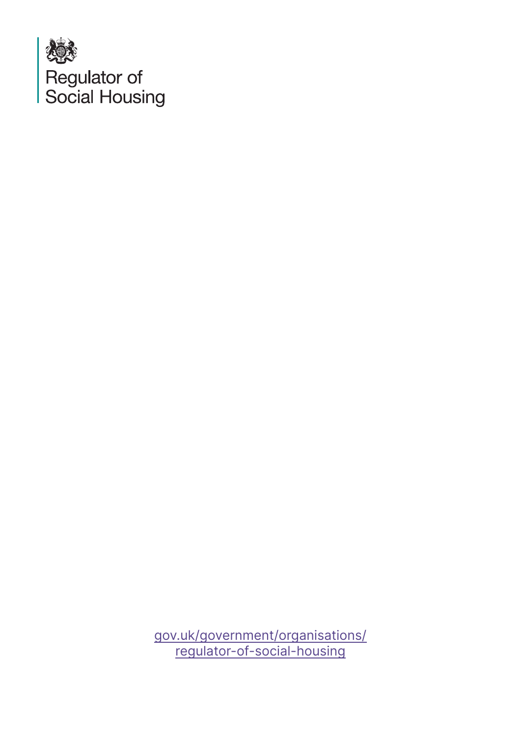Regulator of Social Housing

[gov.uk/government/organisations/regulator-of-social-housing](https://gov.uk/government/organisations/regulator-of-social-housing)